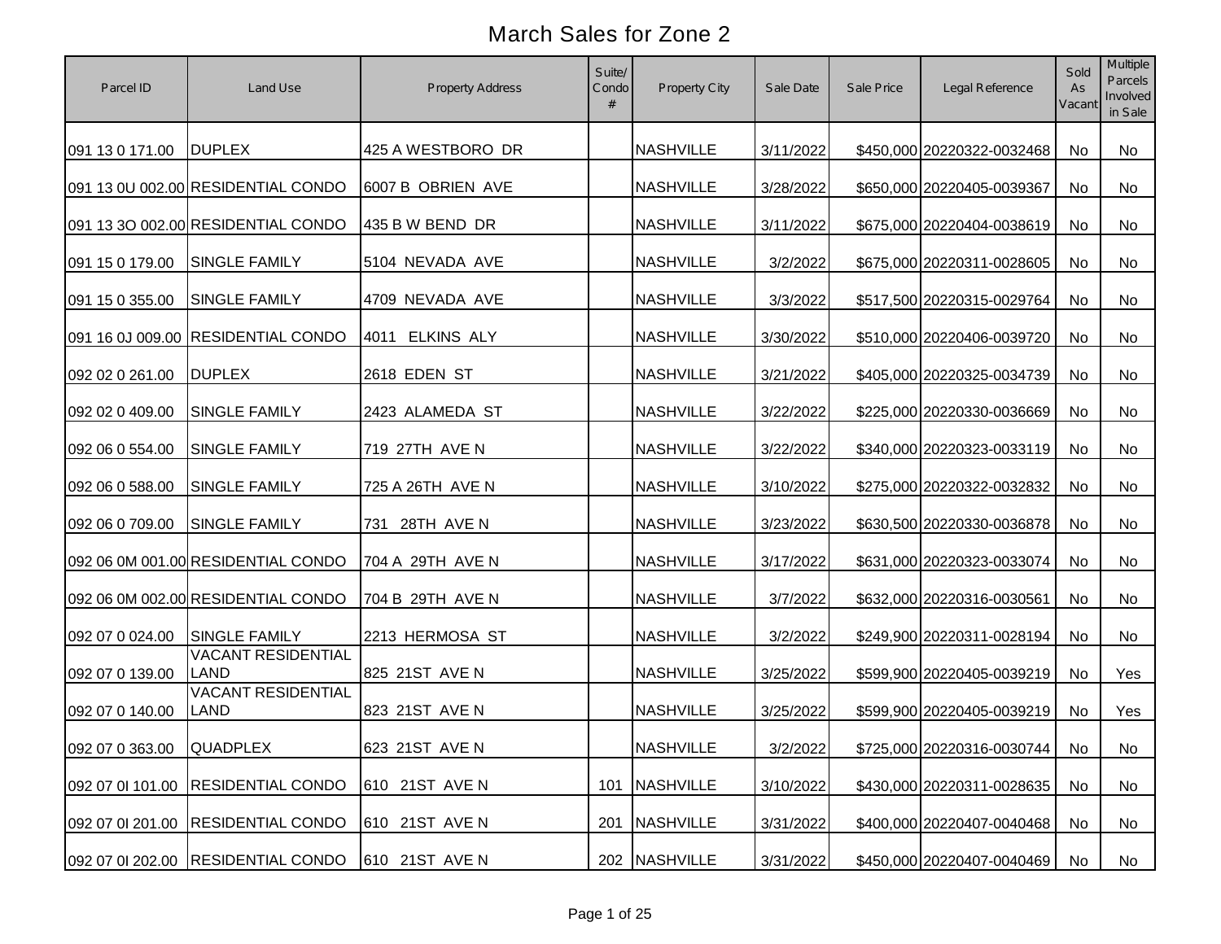# March Sales for Zone 2

| Parcel ID | Land Use | Property Address | Suite/ Condo # | Property City | Sale Date | Sale Price | Legal Reference | Sold As Vacant | Multiple Parcels Involved in Sale |
|---|---|---|---|---|---|---|---|---|---|
| 091 13 0 171.00 | DUPLEX | 425 A WESTBORO DR | | NASHVILLE | 3/11/2022 | $450,000 | 20220322-0032468 | No | No |
| 091 13 0U 002.00 | RESIDENTIAL CONDO | 6007 B OBRIEN AVE | | NASHVILLE | 3/28/2022 | $650,000 | 20220405-0039367 | No | No |
| 091 13 3O 002.00 | RESIDENTIAL CONDO | 435 B W BEND DR | | NASHVILLE | 3/11/2022 | $675,000 | 20220404-0038619 | No | No |
| 091 15 0 179.00 | SINGLE FAMILY | 5104 NEVADA AVE | | NASHVILLE | 3/2/2022 | $675,000 | 20220311-0028605 | No | No |
| 091 15 0 355.00 | SINGLE FAMILY | 4709 NEVADA AVE | | NASHVILLE | 3/3/2022 | $517,500 | 20220315-0029764 | No | No |
| 091 16 0J 009.00 | RESIDENTIAL CONDO | 4011 ELKINS ALY | | NASHVILLE | 3/30/2022 | $510,000 | 20220406-0039720 | No | No |
| 092 02 0 261.00 | DUPLEX | 2618 EDEN ST | | NASHVILLE | 3/21/2022 | $405,000 | 20220325-0034739 | No | No |
| 092 02 0 409.00 | SINGLE FAMILY | 2423 ALAMEDA ST | | NASHVILLE | 3/22/2022 | $225,000 | 20220330-0036669 | No | No |
| 092 06 0 554.00 | SINGLE FAMILY | 719 27TH AVE N | | NASHVILLE | 3/22/2022 | $340,000 | 20220323-0033119 | No | No |
| 092 06 0 588.00 | SINGLE FAMILY | 725 A 26TH AVE N | | NASHVILLE | 3/10/2022 | $275,000 | 20220322-0032832 | No | No |
| 092 06 0 709.00 | SINGLE FAMILY | 731 28TH AVE N | | NASHVILLE | 3/23/2022 | $630,500 | 20220330-0036878 | No | No |
| 092 06 0M 001.00 | RESIDENTIAL CONDO | 704 A 29TH AVE N | | NASHVILLE | 3/17/2022 | $631,000 | 20220323-0033074 | No | No |
| 092 06 0M 002.00 | RESIDENTIAL CONDO | 704 B 29TH AVE N | | NASHVILLE | 3/7/2022 | $632,000 | 20220316-0030561 | No | No |
| 092 07 0 024.00 | SINGLE FAMILY | 2213 HERMOSA ST | | NASHVILLE | 3/2/2022 | $249,900 | 20220311-0028194 | No | No |
| 092 07 0 139.00 | VACANT RESIDENTIAL LAND | 825 21ST AVE N | | NASHVILLE | 3/25/2022 | $599,900 | 20220405-0039219 | No | Yes |
| 092 07 0 140.00 | VACANT RESIDENTIAL LAND | 823 21ST AVE N | | NASHVILLE | 3/25/2022 | $599,900 | 20220405-0039219 | No | Yes |
| 092 07 0 363.00 | QUADPLEX | 623 21ST AVE N | | NASHVILLE | 3/2/2022 | $725,000 | 20220316-0030744 | No | No |
| 092 07 0I 101.00 | RESIDENTIAL CONDO | 610 21ST AVE N | 101 | NASHVILLE | 3/10/2022 | $430,000 | 20220311-0028635 | No | No |
| 092 07 0I 201.00 | RESIDENTIAL CONDO | 610 21ST AVE N | 201 | NASHVILLE | 3/31/2022 | $400,000 | 20220407-0040468 | No | No |
| 092 07 0I 202.00 | RESIDENTIAL CONDO | 610 21ST AVE N | 202 | NASHVILLE | 3/31/2022 | $450,000 | 20220407-0040469 | No | No |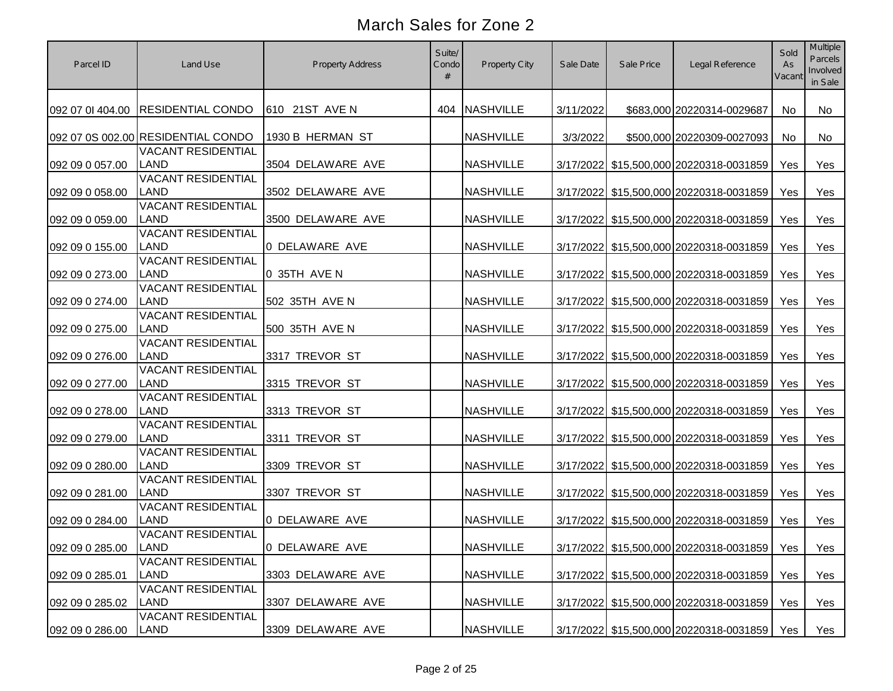# March Sales for Zone 2

| Parcel ID | Land Use | Property Address | Suite/ Condo # | Property City | Sale Date | Sale Price | Legal Reference | Sold As Vacant | Multiple Parcels Involved in Sale |
|---|---|---|---|---|---|---|---|---|---|
| 092 07 0I 404.00 | RESIDENTIAL CONDO | 610 21ST AVE N | 404 | NASHVILLE | 3/11/2022 | $683,000 | 20220314-0029687 | No | No |
| 092 07 0S 002.00 | RESIDENTIAL CONDO | 1930 B HERMAN ST | | NASHVILLE | 3/3/2022 | $500,000 | 20220309-0027093 | No | No |
| 092 09 0 057.00 | VACANT RESIDENTIAL LAND | 3504 DELAWARE AVE | | NASHVILLE | 3/17/2022 | $15,500,000 | 20220318-0031859 | Yes | Yes |
| 092 09 0 058.00 | VACANT RESIDENTIAL LAND | 3502 DELAWARE AVE | | NASHVILLE | 3/17/2022 | $15,500,000 | 20220318-0031859 | Yes | Yes |
| 092 09 0 059.00 | VACANT RESIDENTIAL LAND | 3500 DELAWARE AVE | | NASHVILLE | 3/17/2022 | $15,500,000 | 20220318-0031859 | Yes | Yes |
| 092 09 0 155.00 | VACANT RESIDENTIAL LAND | 0 DELAWARE AVE | | NASHVILLE | 3/17/2022 | $15,500,000 | 20220318-0031859 | Yes | Yes |
| 092 09 0 273.00 | VACANT RESIDENTIAL LAND | 0 35TH AVE N | | NASHVILLE | 3/17/2022 | $15,500,000 | 20220318-0031859 | Yes | Yes |
| 092 09 0 274.00 | VACANT RESIDENTIAL LAND | 502 35TH AVE N | | NASHVILLE | 3/17/2022 | $15,500,000 | 20220318-0031859 | Yes | Yes |
| 092 09 0 275.00 | VACANT RESIDENTIAL LAND | 500 35TH AVE N | | NASHVILLE | 3/17/2022 | $15,500,000 | 20220318-0031859 | Yes | Yes |
| 092 09 0 276.00 | VACANT RESIDENTIAL LAND | 3317 TREVOR ST | | NASHVILLE | 3/17/2022 | $15,500,000 | 20220318-0031859 | Yes | Yes |
| 092 09 0 277.00 | VACANT RESIDENTIAL LAND | 3315 TREVOR ST | | NASHVILLE | 3/17/2022 | $15,500,000 | 20220318-0031859 | Yes | Yes |
| 092 09 0 278.00 | VACANT RESIDENTIAL LAND | 3313 TREVOR ST | | NASHVILLE | 3/17/2022 | $15,500,000 | 20220318-0031859 | Yes | Yes |
| 092 09 0 279.00 | VACANT RESIDENTIAL LAND | 3311 TREVOR ST | | NASHVILLE | 3/17/2022 | $15,500,000 | 20220318-0031859 | Yes | Yes |
| 092 09 0 280.00 | VACANT RESIDENTIAL LAND | 3309 TREVOR ST | | NASHVILLE | 3/17/2022 | $15,500,000 | 20220318-0031859 | Yes | Yes |
| 092 09 0 281.00 | VACANT RESIDENTIAL LAND | 3307 TREVOR ST | | NASHVILLE | 3/17/2022 | $15,500,000 | 20220318-0031859 | Yes | Yes |
| 092 09 0 284.00 | VACANT RESIDENTIAL LAND | 0 DELAWARE AVE | | NASHVILLE | 3/17/2022 | $15,500,000 | 20220318-0031859 | Yes | Yes |
| 092 09 0 285.00 | VACANT RESIDENTIAL LAND | 0 DELAWARE AVE | | NASHVILLE | 3/17/2022 | $15,500,000 | 20220318-0031859 | Yes | Yes |
| 092 09 0 285.01 | VACANT RESIDENTIAL LAND | 3303 DELAWARE AVE | | NASHVILLE | 3/17/2022 | $15,500,000 | 20220318-0031859 | Yes | Yes |
| 092 09 0 285.02 | VACANT RESIDENTIAL LAND | 3307 DELAWARE AVE | | NASHVILLE | 3/17/2022 | $15,500,000 | 20220318-0031859 | Yes | Yes |
| 092 09 0 286.00 | VACANT RESIDENTIAL LAND | 3309 DELAWARE AVE | | NASHVILLE | 3/17/2022 | $15,500,000 | 20220318-0031859 | Yes | Yes |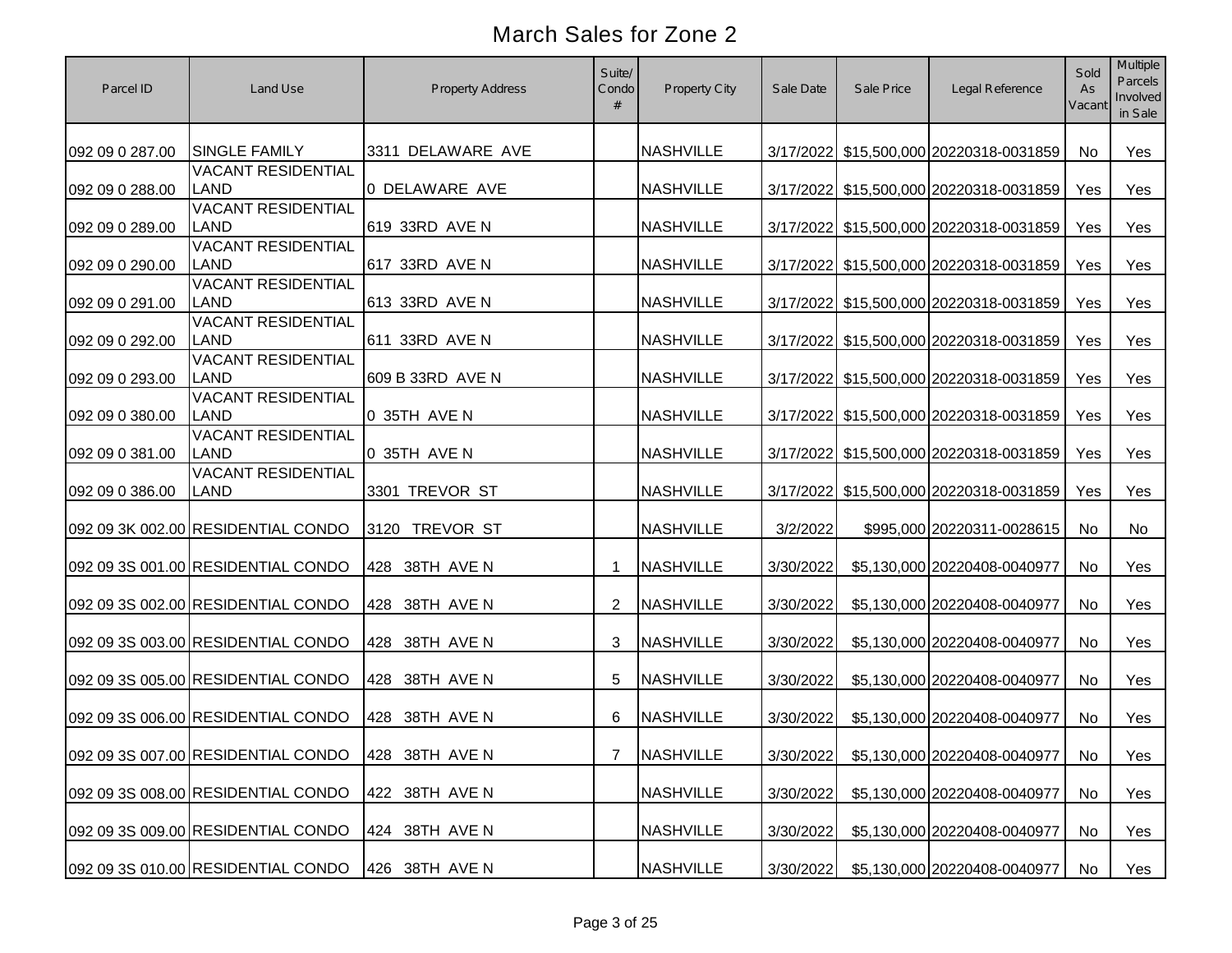# March Sales for Zone 2

| Parcel ID | Land Use | Property Address | Suite/ Condo # | Property City | Sale Date | Sale Price | Legal Reference | Sold As Vacant | Multiple Parcels Involved in Sale |
|---|---|---|---|---|---|---|---|---|---|
| 092 09 0 287.00 | SINGLE FAMILY | 3311 DELAWARE AVE | | NASHVILLE | 3/17/2022 | $15,500,000 | 20220318-0031859 | No | Yes |
| 092 09 0 288.00 | VACANT RESIDENTIAL LAND | 0 DELAWARE AVE | | NASHVILLE | 3/17/2022 | $15,500,000 | 20220318-0031859 | Yes | Yes |
| 092 09 0 289.00 | VACANT RESIDENTIAL LAND | 619 33RD AVE N | | NASHVILLE | 3/17/2022 | $15,500,000 | 20220318-0031859 | Yes | Yes |
| 092 09 0 290.00 | VACANT RESIDENTIAL LAND | 617 33RD AVE N | | NASHVILLE | 3/17/2022 | $15,500,000 | 20220318-0031859 | Yes | Yes |
| 092 09 0 291.00 | VACANT RESIDENTIAL LAND | 613 33RD AVE N | | NASHVILLE | 3/17/2022 | $15,500,000 | 20220318-0031859 | Yes | Yes |
| 092 09 0 292.00 | VACANT RESIDENTIAL LAND | 611 33RD AVE N | | NASHVILLE | 3/17/2022 | $15,500,000 | 20220318-0031859 | Yes | Yes |
| 092 09 0 293.00 | VACANT RESIDENTIAL LAND | 609 B 33RD AVE N | | NASHVILLE | 3/17/2022 | $15,500,000 | 20220318-0031859 | Yes | Yes |
| 092 09 0 380.00 | VACANT RESIDENTIAL LAND | 0 35TH AVE N | | NASHVILLE | 3/17/2022 | $15,500,000 | 20220318-0031859 | Yes | Yes |
| 092 09 0 381.00 | VACANT RESIDENTIAL LAND | 0 35TH AVE N | | NASHVILLE | 3/17/2022 | $15,500,000 | 20220318-0031859 | Yes | Yes |
| 092 09 0 386.00 | VACANT RESIDENTIAL LAND | 3301 TREVOR ST | | NASHVILLE | 3/17/2022 | $15,500,000 | 20220318-0031859 | Yes | Yes |
| 092 09 3K 002.00 | RESIDENTIAL CONDO | 3120 TREVOR ST | | NASHVILLE | 3/2/2022 | $995,000 | 20220311-0028615 | No | No |
| 092 09 3S 001.00 | RESIDENTIAL CONDO | 428 38TH AVE N | 1 | NASHVILLE | 3/30/2022 | $5,130,000 | 20220408-0040977 | No | Yes |
| 092 09 3S 002.00 | RESIDENTIAL CONDO | 428 38TH AVE N | 2 | NASHVILLE | 3/30/2022 | $5,130,000 | 20220408-0040977 | No | Yes |
| 092 09 3S 003.00 | RESIDENTIAL CONDO | 428 38TH AVE N | 3 | NASHVILLE | 3/30/2022 | $5,130,000 | 20220408-0040977 | No | Yes |
| 092 09 3S 005.00 | RESIDENTIAL CONDO | 428 38TH AVE N | 5 | NASHVILLE | 3/30/2022 | $5,130,000 | 20220408-0040977 | No | Yes |
| 092 09 3S 006.00 | RESIDENTIAL CONDO | 428 38TH AVE N | 6 | NASHVILLE | 3/30/2022 | $5,130,000 | 20220408-0040977 | No | Yes |
| 092 09 3S 007.00 | RESIDENTIAL CONDO | 428 38TH AVE N | 7 | NASHVILLE | 3/30/2022 | $5,130,000 | 20220408-0040977 | No | Yes |
| 092 09 3S 008.00 | RESIDENTIAL CONDO | 422 38TH AVE N | | NASHVILLE | 3/30/2022 | $5,130,000 | 20220408-0040977 | No | Yes |
| 092 09 3S 009.00 | RESIDENTIAL CONDO | 424 38TH AVE N | | NASHVILLE | 3/30/2022 | $5,130,000 | 20220408-0040977 | No | Yes |
| 092 09 3S 010.00 | RESIDENTIAL CONDO | 426 38TH AVE N | | NASHVILLE | 3/30/2022 | $5,130,000 | 20220408-0040977 | No | Yes |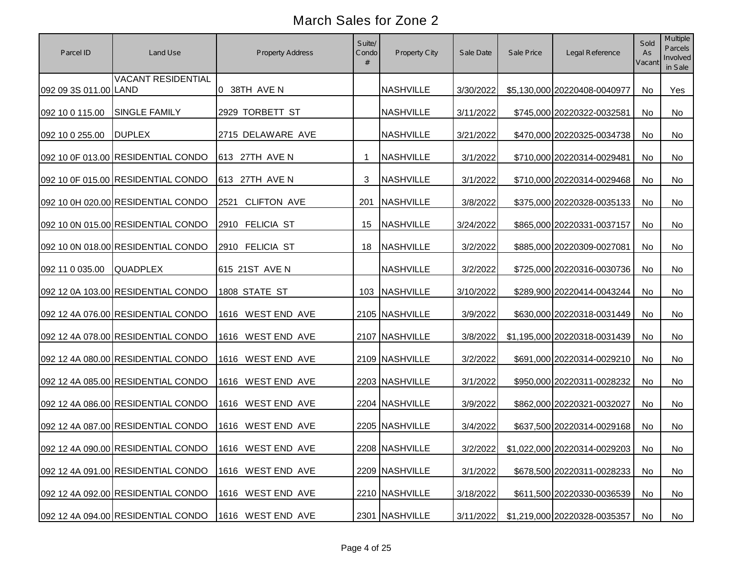# March Sales for Zone 2

| Parcel ID | Land Use | Property Address | Suite/ Condo # | Property City | Sale Date | Sale Price | Legal Reference | Sold As Vacant | Multiple Parcels Involved in Sale |
|---|---|---|---|---|---|---|---|---|---|
| 092 09 3S 011.00 | VACANT RESIDENTIAL LAND | 0 38TH AVE N | | NASHVILLE | 3/30/2022 | $5,130,000 | 20220408-0040977 | No | Yes |
| 092 10 0 115.00 | SINGLE FAMILY | 2929 TORBETT ST | | NASHVILLE | 3/11/2022 | $745,000 | 20220322-0032581 | No | No |
| 092 10 0 255.00 | DUPLEX | 2715 DELAWARE AVE | | NASHVILLE | 3/21/2022 | $470,000 | 20220325-0034738 | No | No |
| 092 10 0F 013.00 | RESIDENTIAL CONDO | 613 27TH AVE N | 1 | NASHVILLE | 3/1/2022 | $710,000 | 20220314-0029481 | No | No |
| 092 10 0F 015.00 | RESIDENTIAL CONDO | 613 27TH AVE N | 3 | NASHVILLE | 3/1/2022 | $710,000 | 20220314-0029468 | No | No |
| 092 10 0H 020.00 | RESIDENTIAL CONDO | 2521 CLIFTON AVE | 201 | NASHVILLE | 3/8/2022 | $375,000 | 20220328-0035133 | No | No |
| 092 10 0N 015.00 | RESIDENTIAL CONDO | 2910 FELICIA ST | 15 | NASHVILLE | 3/24/2022 | $865,000 | 20220331-0037157 | No | No |
| 092 10 0N 018.00 | RESIDENTIAL CONDO | 2910 FELICIA ST | 18 | NASHVILLE | 3/2/2022 | $885,000 | 20220309-0027081 | No | No |
| 092 11 0 035.00 | QUADPLEX | 615 21ST AVE N | | NASHVILLE | 3/2/2022 | $725,000 | 20220316-0030736 | No | No |
| 092 12 0A 103.00 | RESIDENTIAL CONDO | 1808 STATE ST | 103 | NASHVILLE | 3/10/2022 | $289,900 | 20220414-0043244 | No | No |
| 092 12 4A 076.00 | RESIDENTIAL CONDO | 1616 WEST END AVE | 2105 | NASHVILLE | 3/9/2022 | $630,000 | 20220318-0031449 | No | No |
| 092 12 4A 078.00 | RESIDENTIAL CONDO | 1616 WEST END AVE | 2107 | NASHVILLE | 3/8/2022 | $1,195,000 | 20220318-0031439 | No | No |
| 092 12 4A 080.00 | RESIDENTIAL CONDO | 1616 WEST END AVE | 2109 | NASHVILLE | 3/2/2022 | $691,000 | 20220314-0029210 | No | No |
| 092 12 4A 085.00 | RESIDENTIAL CONDO | 1616 WEST END AVE | 2203 | NASHVILLE | 3/1/2022 | $950,000 | 20220311-0028232 | No | No |
| 092 12 4A 086.00 | RESIDENTIAL CONDO | 1616 WEST END AVE | 2204 | NASHVILLE | 3/9/2022 | $862,000 | 20220321-0032027 | No | No |
| 092 12 4A 087.00 | RESIDENTIAL CONDO | 1616 WEST END AVE | 2205 | NASHVILLE | 3/4/2022 | $637,500 | 20220314-0029168 | No | No |
| 092 12 4A 090.00 | RESIDENTIAL CONDO | 1616 WEST END AVE | 2208 | NASHVILLE | 3/2/2022 | $1,022,000 | 20220314-0029203 | No | No |
| 092 12 4A 091.00 | RESIDENTIAL CONDO | 1616 WEST END AVE | 2209 | NASHVILLE | 3/1/2022 | $678,500 | 20220311-0028233 | No | No |
| 092 12 4A 092.00 | RESIDENTIAL CONDO | 1616 WEST END AVE | 2210 | NASHVILLE | 3/18/2022 | $611,500 | 20220330-0036539 | No | No |
| 092 12 4A 094.00 | RESIDENTIAL CONDO | 1616 WEST END AVE | 2301 | NASHVILLE | 3/11/2022 | $1,219,000 | 20220328-0035357 | No | No |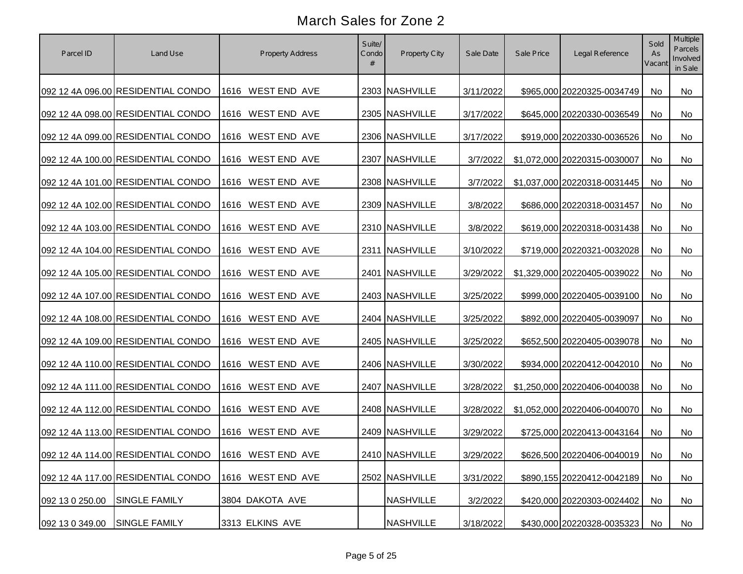# March Sales for Zone 2

| Parcel ID | Land Use | Property Address | Suite/ Condo # | Property City | Sale Date | Sale Price | Legal Reference | Sold As Vacant | Multiple Parcels Involved in Sale |
|---|---|---|---|---|---|---|---|---|---|
| 092 12 4A 096.00 | RESIDENTIAL CONDO | 1616 WEST END AVE | 2303 | NASHVILLE | 3/11/2022 | $965,000 | 20220325-0034749 | No | No |
| 092 12 4A 098.00 | RESIDENTIAL CONDO | 1616 WEST END AVE | 2305 | NASHVILLE | 3/17/2022 | $645,000 | 20220330-0036549 | No | No |
| 092 12 4A 099.00 | RESIDENTIAL CONDO | 1616 WEST END AVE | 2306 | NASHVILLE | 3/17/2022 | $919,000 | 20220330-0036526 | No | No |
| 092 12 4A 100.00 | RESIDENTIAL CONDO | 1616 WEST END AVE | 2307 | NASHVILLE | 3/7/2022 | $1,072,000 | 20220315-0030007 | No | No |
| 092 12 4A 101.00 | RESIDENTIAL CONDO | 1616 WEST END AVE | 2308 | NASHVILLE | 3/7/2022 | $1,037,000 | 20220318-0031445 | No | No |
| 092 12 4A 102.00 | RESIDENTIAL CONDO | 1616 WEST END AVE | 2309 | NASHVILLE | 3/8/2022 | $686,000 | 20220318-0031457 | No | No |
| 092 12 4A 103.00 | RESIDENTIAL CONDO | 1616 WEST END AVE | 2310 | NASHVILLE | 3/8/2022 | $619,000 | 20220318-0031438 | No | No |
| 092 12 4A 104.00 | RESIDENTIAL CONDO | 1616 WEST END AVE | 2311 | NASHVILLE | 3/10/2022 | $719,000 | 20220321-0032028 | No | No |
| 092 12 4A 105.00 | RESIDENTIAL CONDO | 1616 WEST END AVE | 2401 | NASHVILLE | 3/29/2022 | $1,329,000 | 20220405-0039022 | No | No |
| 092 12 4A 107.00 | RESIDENTIAL CONDO | 1616 WEST END AVE | 2403 | NASHVILLE | 3/25/2022 | $999,000 | 20220405-0039100 | No | No |
| 092 12 4A 108.00 | RESIDENTIAL CONDO | 1616 WEST END AVE | 2404 | NASHVILLE | 3/25/2022 | $892,000 | 20220405-0039097 | No | No |
| 092 12 4A 109.00 | RESIDENTIAL CONDO | 1616 WEST END AVE | 2405 | NASHVILLE | 3/25/2022 | $652,500 | 20220405-0039078 | No | No |
| 092 12 4A 110.00 | RESIDENTIAL CONDO | 1616 WEST END AVE | 2406 | NASHVILLE | 3/30/2022 | $934,000 | 20220412-0042010 | No | No |
| 092 12 4A 111.00 | RESIDENTIAL CONDO | 1616 WEST END AVE | 2407 | NASHVILLE | 3/28/2022 | $1,250,000 | 20220406-0040038 | No | No |
| 092 12 4A 112.00 | RESIDENTIAL CONDO | 1616 WEST END AVE | 2408 | NASHVILLE | 3/28/2022 | $1,052,000 | 20220406-0040070 | No | No |
| 092 12 4A 113.00 | RESIDENTIAL CONDO | 1616 WEST END AVE | 2409 | NASHVILLE | 3/29/2022 | $725,000 | 20220413-0043164 | No | No |
| 092 12 4A 114.00 | RESIDENTIAL CONDO | 1616 WEST END AVE | 2410 | NASHVILLE | 3/29/2022 | $626,500 | 20220406-0040019 | No | No |
| 092 12 4A 117.00 | RESIDENTIAL CONDO | 1616 WEST END AVE | 2502 | NASHVILLE | 3/31/2022 | $890,155 | 20220412-0042189 | No | No |
| 092 13 0 250.00 | SINGLE FAMILY | 3804 DAKOTA AVE | | NASHVILLE | 3/2/2022 | $420,000 | 20220303-0024402 | No | No |
| 092 13 0 349.00 | SINGLE FAMILY | 3313 ELKINS AVE | | NASHVILLE | 3/18/2022 | $430,000 | 20220328-0035323 | No | No |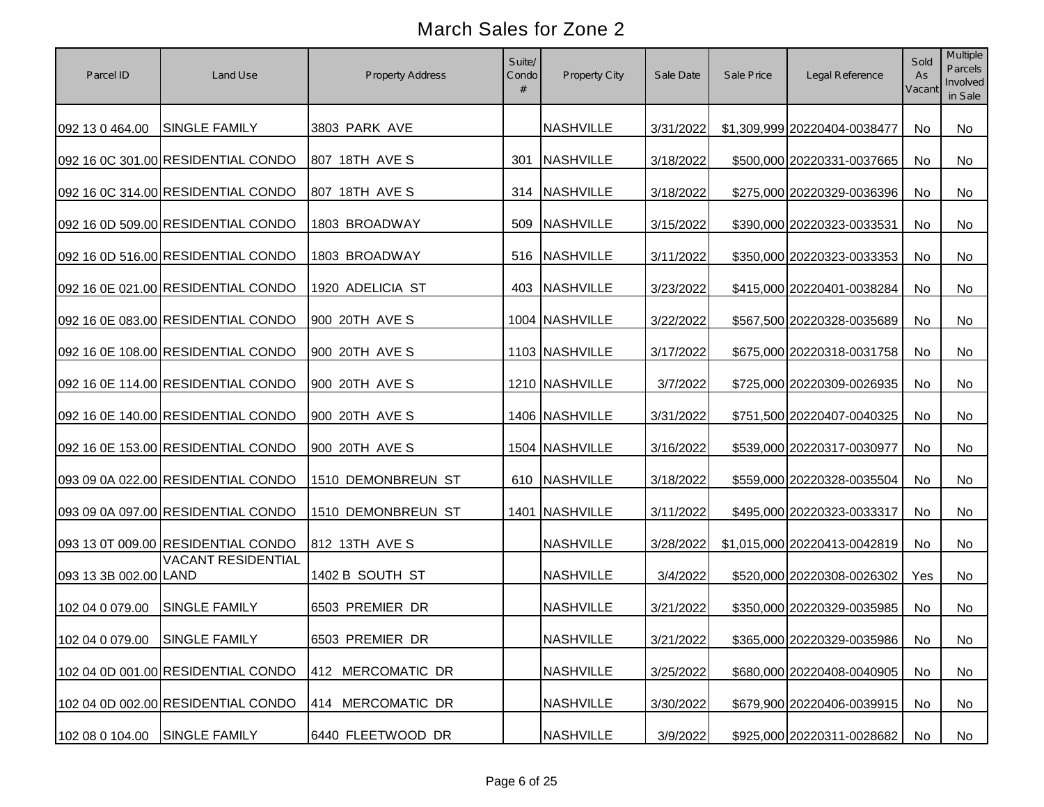# March Sales for Zone 2

| Parcel ID | Land Use | Property Address | Suite/ Condo # | Property City | Sale Date | Sale Price | Legal Reference | Sold As Vacant | Multiple Parcels Involved in Sale |
|---|---|---|---|---|---|---|---|---|---|
| 092 13 0 464.00 | SINGLE FAMILY | 3803 PARK AVE | | NASHVILLE | 3/31/2022 | $1,309,999 | 20220404-0038477 | No | No |
| 092 16 0C 301.00 | RESIDENTIAL CONDO | 807 18TH AVE S | 301 | NASHVILLE | 3/18/2022 | $500,000 | 20220331-0037665 | No | No |
| 092 16 0C 314.00 | RESIDENTIAL CONDO | 807 18TH AVE S | 314 | NASHVILLE | 3/18/2022 | $275,000 | 20220329-0036396 | No | No |
| 092 16 0D 509.00 | RESIDENTIAL CONDO | 1803 BROADWAY | 509 | NASHVILLE | 3/15/2022 | $390,000 | 20220323-0033531 | No | No |
| 092 16 0D 516.00 | RESIDENTIAL CONDO | 1803 BROADWAY | 516 | NASHVILLE | 3/11/2022 | $350,000 | 20220323-0033353 | No | No |
| 092 16 0E 021.00 | RESIDENTIAL CONDO | 1920 ADELICIA ST | 403 | NASHVILLE | 3/23/2022 | $415,000 | 20220401-0038284 | No | No |
| 092 16 0E 083.00 | RESIDENTIAL CONDO | 900 20TH AVE S | 1004 | NASHVILLE | 3/22/2022 | $567,500 | 20220328-0035689 | No | No |
| 092 16 0E 108.00 | RESIDENTIAL CONDO | 900 20TH AVE S | 1103 | NASHVILLE | 3/17/2022 | $675,000 | 20220318-0031758 | No | No |
| 092 16 0E 114.00 | RESIDENTIAL CONDO | 900 20TH AVE S | 1210 | NASHVILLE | 3/7/2022 | $725,000 | 20220309-0026935 | No | No |
| 092 16 0E 140.00 | RESIDENTIAL CONDO | 900 20TH AVE S | 1406 | NASHVILLE | 3/31/2022 | $751,500 | 20220407-0040325 | No | No |
| 092 16 0E 153.00 | RESIDENTIAL CONDO | 900 20TH AVE S | 1504 | NASHVILLE | 3/16/2022 | $539,000 | 20220317-0030977 | No | No |
| 093 09 0A 022.00 | RESIDENTIAL CONDO | 1510 DEMONBREUN ST | 610 | NASHVILLE | 3/18/2022 | $559,000 | 20220328-0035504 | No | No |
| 093 09 0A 097.00 | RESIDENTIAL CONDO | 1510 DEMONBREUN ST | 1401 | NASHVILLE | 3/11/2022 | $495,000 | 20220323-0033317 | No | No |
| 093 13 0T 009.00 | RESIDENTIAL CONDO | 812 13TH AVE S | | NASHVILLE | 3/28/2022 | $1,015,000 | 20220413-0042819 | No | No |
| 093 13 3B 002.00 | VACANT RESIDENTIAL LAND | 1402 B SOUTH ST | | NASHVILLE | 3/4/2022 | $520,000 | 20220308-0026302 | Yes | No |
| 102 04 0 079.00 | SINGLE FAMILY | 6503 PREMIER DR | | NASHVILLE | 3/21/2022 | $350,000 | 20220329-0035985 | No | No |
| 102 04 0 079.00 | SINGLE FAMILY | 6503 PREMIER DR | | NASHVILLE | 3/21/2022 | $365,000 | 20220329-0035986 | No | No |
| 102 04 0D 001.00 | RESIDENTIAL CONDO | 412 MERCOMATIC DR | | NASHVILLE | 3/25/2022 | $680,000 | 20220408-0040905 | No | No |
| 102 04 0D 002.00 | RESIDENTIAL CONDO | 414 MERCOMATIC DR | | NASHVILLE | 3/30/2022 | $679,900 | 20220406-0039915 | No | No |
| 102 08 0 104.00 | SINGLE FAMILY | 6440 FLEETWOOD DR | | NASHVILLE | 3/9/2022 | $925,000 | 20220311-0028682 | No | No |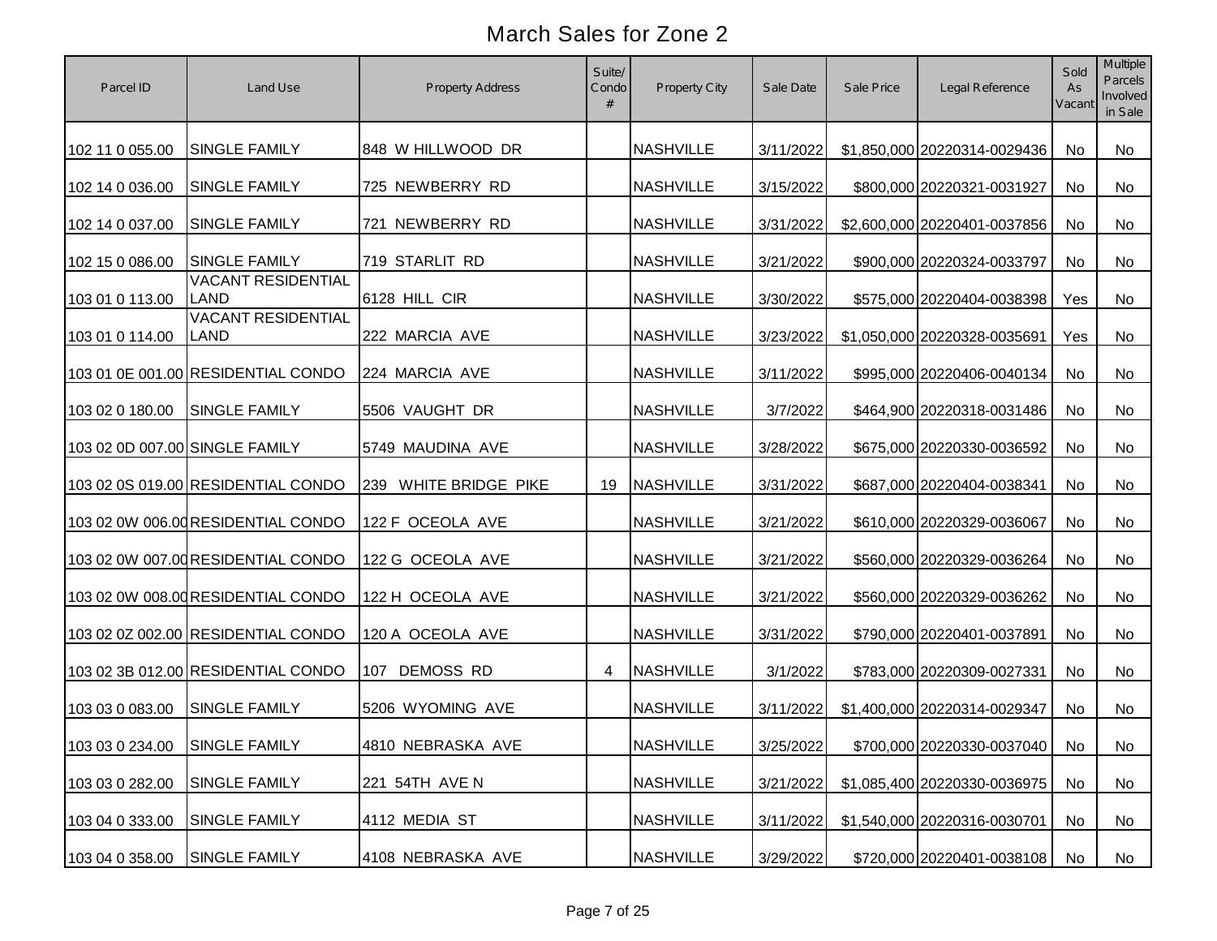# March Sales for Zone 2

| Parcel ID | Land Use | Property Address | Suite/ Condo # | Property City | Sale Date | Sale Price | Legal Reference | Sold As Vacant | Multiple Parcels Involved in Sale |
|---|---|---|---|---|---|---|---|---|---|
| 102 11 0 055.00 | SINGLE FAMILY | 848 W HILLWOOD DR | | NASHVILLE | 3/11/2022 | $1,850,000 | 20220314-0029436 | No | No |
| 102 14 0 036.00 | SINGLE FAMILY | 725 NEWBERRY RD | | NASHVILLE | 3/15/2022 | $800,000 | 20220321-0031927 | No | No |
| 102 14 0 037.00 | SINGLE FAMILY | 721 NEWBERRY RD | | NASHVILLE | 3/31/2022 | $2,600,000 | 20220401-0037856 | No | No |
| 102 15 0 086.00 | SINGLE FAMILY | 719 STARLIT RD | | NASHVILLE | 3/21/2022 | $900,000 | 20220324-0033797 | No | No |
| 103 01 0 113.00 | VACANT RESIDENTIAL LAND | 6128 HILL CIR | | NASHVILLE | 3/30/2022 | $575,000 | 20220404-0038398 | Yes | No |
| 103 01 0 114.00 | VACANT RESIDENTIAL LAND | 222 MARCIA AVE | | NASHVILLE | 3/23/2022 | $1,050,000 | 20220328-0035691 | Yes | No |
| 103 01 0E 001.00 | RESIDENTIAL CONDO | 224 MARCIA AVE | | NASHVILLE | 3/11/2022 | $995,000 | 20220406-0040134 | No | No |
| 103 02 0 180.00 | SINGLE FAMILY | 5506 VAUGHT DR | | NASHVILLE | 3/7/2022 | $464,900 | 20220318-0031486 | No | No |
| 103 02 0D 007.00 | SINGLE FAMILY | 5749 MAUDINA AVE | | NASHVILLE | 3/28/2022 | $675,000 | 20220330-0036592 | No | No |
| 103 02 0S 019.00 | RESIDENTIAL CONDO | 239 WHITE BRIDGE PIKE | 19 | NASHVILLE | 3/31/2022 | $687,000 | 20220404-0038341 | No | No |
| 103 02 0W 006.00 | RESIDENTIAL CONDO | 122 F OCEOLA AVE | | NASHVILLE | 3/21/2022 | $610,000 | 20220329-0036067 | No | No |
| 103 02 0W 007.00 | RESIDENTIAL CONDO | 122 G OCEOLA AVE | | NASHVILLE | 3/21/2022 | $560,000 | 20220329-0036264 | No | No |
| 103 02 0W 008.00 | RESIDENTIAL CONDO | 122 H OCEOLA AVE | | NASHVILLE | 3/21/2022 | $560,000 | 20220329-0036262 | No | No |
| 103 02 0Z 002.00 | RESIDENTIAL CONDO | 120 A OCEOLA AVE | | NASHVILLE | 3/31/2022 | $790,000 | 20220401-0037891 | No | No |
| 103 02 3B 012.00 | RESIDENTIAL CONDO | 107 DEMOSS RD | 4 | NASHVILLE | 3/1/2022 | $783,000 | 20220309-0027331 | No | No |
| 103 03 0 083.00 | SINGLE FAMILY | 5206 WYOMING AVE | | NASHVILLE | 3/11/2022 | $1,400,000 | 20220314-0029347 | No | No |
| 103 03 0 234.00 | SINGLE FAMILY | 4810 NEBRASKA AVE | | NASHVILLE | 3/25/2022 | $700,000 | 20220330-0037040 | No | No |
| 103 03 0 282.00 | SINGLE FAMILY | 221 54TH AVE N | | NASHVILLE | 3/21/2022 | $1,085,400 | 20220330-0036975 | No | No |
| 103 04 0 333.00 | SINGLE FAMILY | 4112 MEDIA ST | | NASHVILLE | 3/11/2022 | $1,540,000 | 20220316-0030701 | No | No |
| 103 04 0 358.00 | SINGLE FAMILY | 4108 NEBRASKA AVE | | NASHVILLE | 3/29/2022 | $720,000 | 20220401-0038108 | No | No |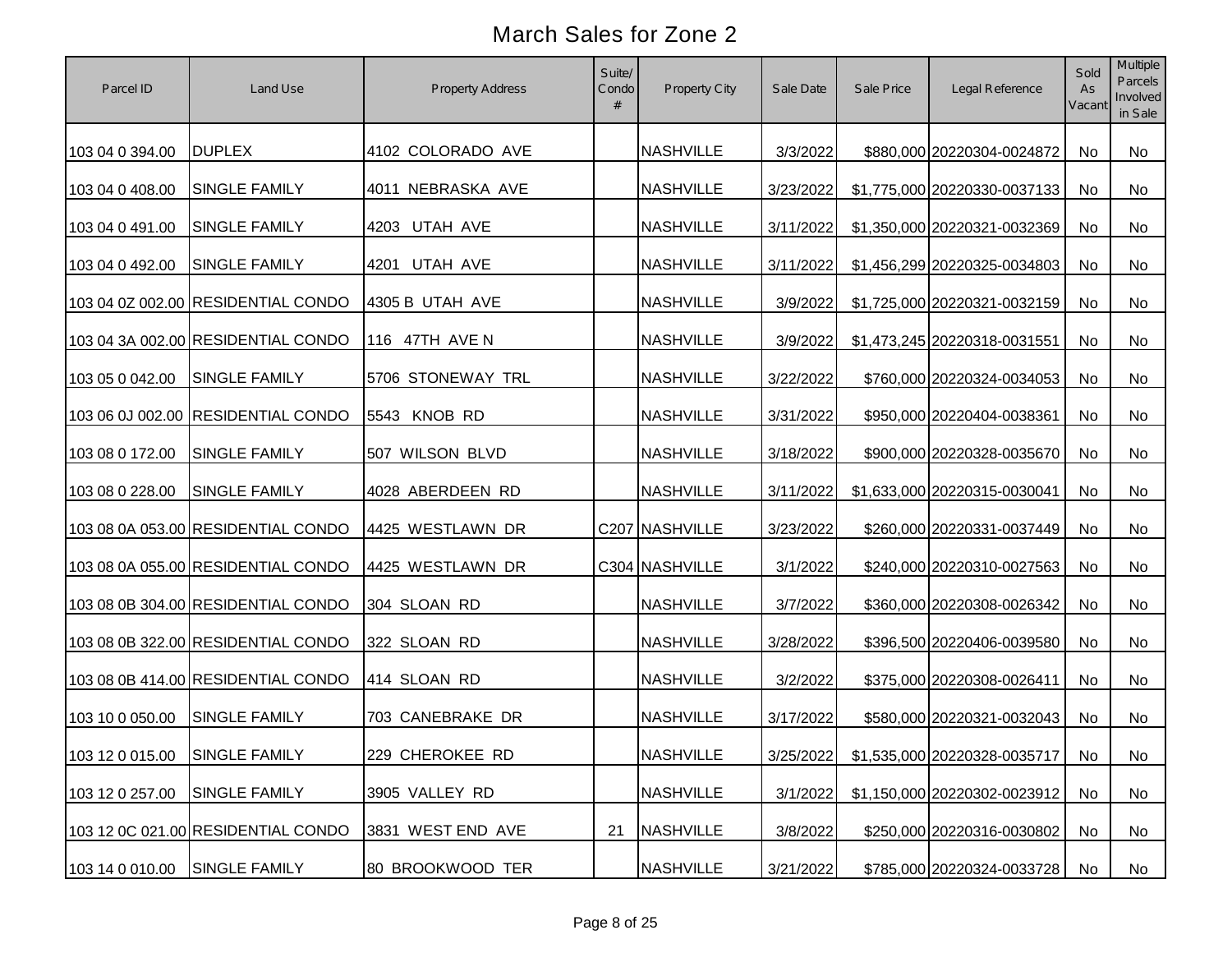# March Sales for Zone 2

| Parcel ID | Land Use | Property Address | Suite/ Condo # | Property City | Sale Date | Sale Price | Legal Reference | Sold As Vacant | Multiple Parcels Involved in Sale |
|---|---|---|---|---|---|---|---|---|---|
| 103 04 0 394.00 | DUPLEX | 4102 COLORADO AVE | | NASHVILLE | 3/3/2022 | $880,000 | 20220304-0024872 | No | No |
| 103 04 0 408.00 | SINGLE FAMILY | 4011 NEBRASKA AVE | | NASHVILLE | 3/23/2022 | $1,775,000 | 20220330-0037133 | No | No |
| 103 04 0 491.00 | SINGLE FAMILY | 4203 UTAH AVE | | NASHVILLE | 3/11/2022 | $1,350,000 | 20220321-0032369 | No | No |
| 103 04 0 492.00 | SINGLE FAMILY | 4201 UTAH AVE | | NASHVILLE | 3/11/2022 | $1,456,299 | 20220325-0034803 | No | No |
| 103 04 0Z 002.00 | RESIDENTIAL CONDO | 4305 B UTAH AVE | | NASHVILLE | 3/9/2022 | $1,725,000 | 20220321-0032159 | No | No |
| 103 04 3A 002.00 | RESIDENTIAL CONDO | 116 47TH AVE N | | NASHVILLE | 3/9/2022 | $1,473,245 | 20220318-0031551 | No | No |
| 103 05 0 042.00 | SINGLE FAMILY | 5706 STONEWAY TRL | | NASHVILLE | 3/22/2022 | $760,000 | 20220324-0034053 | No | No |
| 103 06 0J 002.00 | RESIDENTIAL CONDO | 5543 KNOB RD | | NASHVILLE | 3/31/2022 | $950,000 | 20220404-0038361 | No | No |
| 103 08 0 172.00 | SINGLE FAMILY | 507 WILSON BLVD | | NASHVILLE | 3/18/2022 | $900,000 | 20220328-0035670 | No | No |
| 103 08 0 228.00 | SINGLE FAMILY | 4028 ABERDEEN RD | | NASHVILLE | 3/11/2022 | $1,633,000 | 20220315-0030041 | No | No |
| 103 08 0A 053.00 | RESIDENTIAL CONDO | 4425 WESTLAWN DR | C207 | NASHVILLE | 3/23/2022 | $260,000 | 20220331-0037449 | No | No |
| 103 08 0A 055.00 | RESIDENTIAL CONDO | 4425 WESTLAWN DR | C304 | NASHVILLE | 3/1/2022 | $240,000 | 20220310-0027563 | No | No |
| 103 08 0B 304.00 | RESIDENTIAL CONDO | 304 SLOAN RD | | NASHVILLE | 3/7/2022 | $360,000 | 20220308-0026342 | No | No |
| 103 08 0B 322.00 | RESIDENTIAL CONDO | 322 SLOAN RD | | NASHVILLE | 3/28/2022 | $396,500 | 20220406-0039580 | No | No |
| 103 08 0B 414.00 | RESIDENTIAL CONDO | 414 SLOAN RD | | NASHVILLE | 3/2/2022 | $375,000 | 20220308-0026411 | No | No |
| 103 10 0 050.00 | SINGLE FAMILY | 703 CANEBRAKE DR | | NASHVILLE | 3/17/2022 | $580,000 | 20220321-0032043 | No | No |
| 103 12 0 015.00 | SINGLE FAMILY | 229 CHEROKEE RD | | NASHVILLE | 3/25/2022 | $1,535,000 | 20220328-0035717 | No | No |
| 103 12 0 257.00 | SINGLE FAMILY | 3905 VALLEY RD | | NASHVILLE | 3/1/2022 | $1,150,000 | 20220302-0023912 | No | No |
| 103 12 0C 021.00 | RESIDENTIAL CONDO | 3831 WEST END AVE | 21 | NASHVILLE | 3/8/2022 | $250,000 | 20220316-0030802 | No | No |
| 103 14 0 010.00 | SINGLE FAMILY | 80 BROOKWOOD TER | | NASHVILLE | 3/21/2022 | $785,000 | 20220324-0033728 | No | No |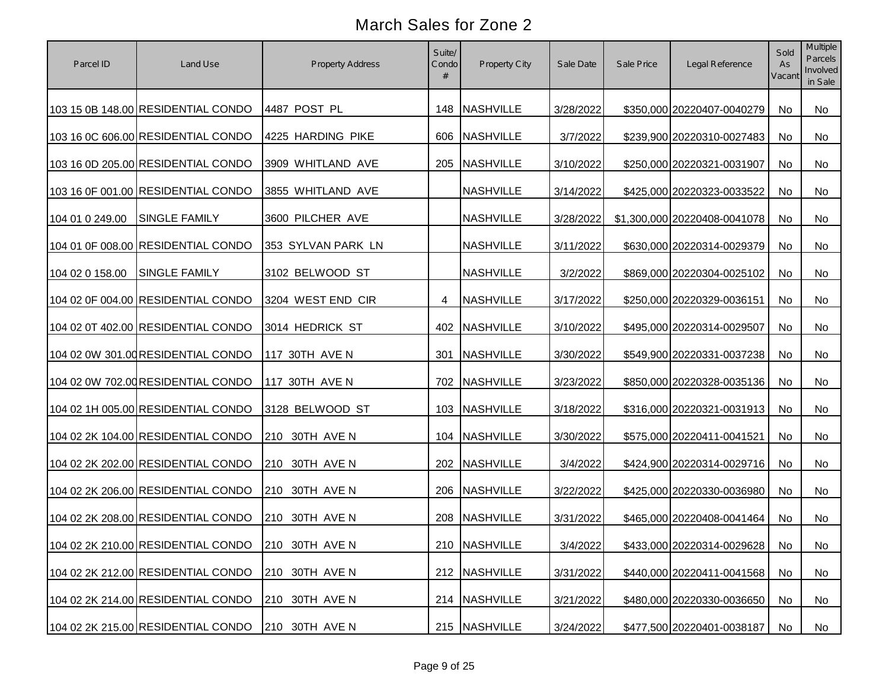# March Sales for Zone 2

| Parcel ID | Land Use | Property Address | Suite/ Condo # | Property City | Sale Date | Sale Price | Legal Reference | Sold As Vacant | Multiple Parcels Involved in Sale |
|---|---|---|---|---|---|---|---|---|---|
| 103 15 0B 148.00 | RESIDENTIAL CONDO | 4487 POST PL | 148 | NASHVILLE | 3/28/2022 | $350,000 | 20220407-0040279 | No | No |
| 103 16 0C 606.00 | RESIDENTIAL CONDO | 4225 HARDING PIKE | 606 | NASHVILLE | 3/7/2022 | $239,900 | 20220310-0027483 | No | No |
| 103 16 0D 205.00 | RESIDENTIAL CONDO | 3909 WHITLAND AVE | 205 | NASHVILLE | 3/10/2022 | $250,000 | 20220321-0031907 | No | No |
| 103 16 0F 001.00 | RESIDENTIAL CONDO | 3855 WHITLAND AVE | | NASHVILLE | 3/14/2022 | $425,000 | 20220323-0033522 | No | No |
| 104 01 0 249.00 | SINGLE FAMILY | 3600 PILCHER AVE | | NASHVILLE | 3/28/2022 | $1,300,000 | 20220408-0041078 | No | No |
| 104 01 0F 008.00 | RESIDENTIAL CONDO | 353 SYLVAN PARK LN | | NASHVILLE | 3/11/2022 | $630,000 | 20220314-0029379 | No | No |
| 104 02 0 158.00 | SINGLE FAMILY | 3102 BELWOOD ST | | NASHVILLE | 3/2/2022 | $869,000 | 20220304-0025102 | No | No |
| 104 02 0F 004.00 | RESIDENTIAL CONDO | 3204 WEST END CIR | 4 | NASHVILLE | 3/17/2022 | $250,000 | 20220329-0036151 | No | No |
| 104 02 0T 402.00 | RESIDENTIAL CONDO | 3014 HEDRICK ST | 402 | NASHVILLE | 3/10/2022 | $495,000 | 20220314-0029507 | No | No |
| 104 02 0W 301.00 | RESIDENTIAL CONDO | 117 30TH AVE N | 301 | NASHVILLE | 3/30/2022 | $549,900 | 20220331-0037238 | No | No |
| 104 02 0W 702.00 | RESIDENTIAL CONDO | 117 30TH AVE N | 702 | NASHVILLE | 3/23/2022 | $850,000 | 20220328-0035136 | No | No |
| 104 02 1H 005.00 | RESIDENTIAL CONDO | 3128 BELWOOD ST | 103 | NASHVILLE | 3/18/2022 | $316,000 | 20220321-0031913 | No | No |
| 104 02 2K 104.00 | RESIDENTIAL CONDO | 210 30TH AVE N | 104 | NASHVILLE | 3/30/2022 | $575,000 | 20220411-0041521 | No | No |
| 104 02 2K 202.00 | RESIDENTIAL CONDO | 210 30TH AVE N | 202 | NASHVILLE | 3/4/2022 | $424,900 | 20220314-0029716 | No | No |
| 104 02 2K 206.00 | RESIDENTIAL CONDO | 210 30TH AVE N | 206 | NASHVILLE | 3/22/2022 | $425,000 | 20220330-0036980 | No | No |
| 104 02 2K 208.00 | RESIDENTIAL CONDO | 210 30TH AVE N | 208 | NASHVILLE | 3/31/2022 | $465,000 | 20220408-0041464 | No | No |
| 104 02 2K 210.00 | RESIDENTIAL CONDO | 210 30TH AVE N | 210 | NASHVILLE | 3/4/2022 | $433,000 | 20220314-0029628 | No | No |
| 104 02 2K 212.00 | RESIDENTIAL CONDO | 210 30TH AVE N | 212 | NASHVILLE | 3/31/2022 | $440,000 | 20220411-0041568 | No | No |
| 104 02 2K 214.00 | RESIDENTIAL CONDO | 210 30TH AVE N | 214 | NASHVILLE | 3/21/2022 | $480,000 | 20220330-0036650 | No | No |
| 104 02 2K 215.00 | RESIDENTIAL CONDO | 210 30TH AVE N | 215 | NASHVILLE | 3/24/2022 | $477,500 | 20220401-0038187 | No | No |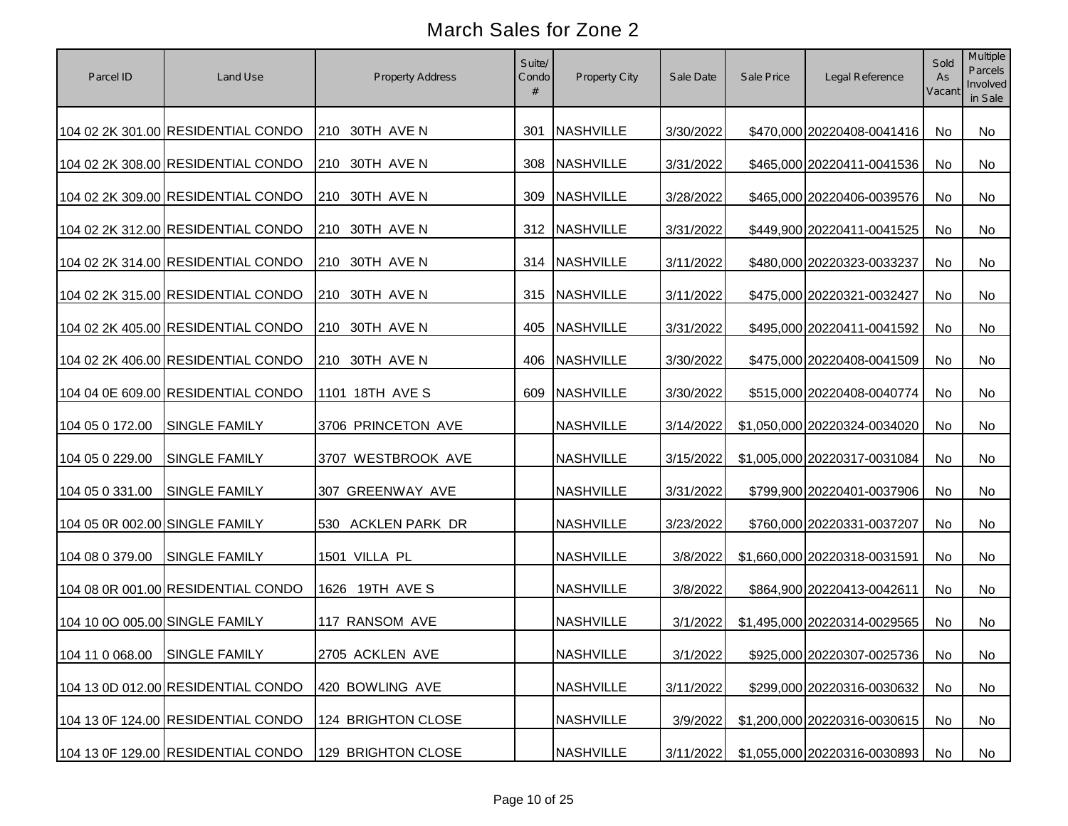# March Sales for Zone 2

| Parcel ID | Land Use | Property Address | Suite/ Condo # | Property City | Sale Date | Sale Price | Legal Reference | Sold As Vacant | Multiple Parcels Involved in Sale |
|---|---|---|---|---|---|---|---|---|---|
| 104 02 2K 301.00 | RESIDENTIAL CONDO | 210 30TH AVE N | 301 | NASHVILLE | 3/30/2022 | $470,000 | 20220408-0041416 | No | No |
| 104 02 2K 308.00 | RESIDENTIAL CONDO | 210 30TH AVE N | 308 | NASHVILLE | 3/31/2022 | $465,000 | 20220411-0041536 | No | No |
| 104 02 2K 309.00 | RESIDENTIAL CONDO | 210 30TH AVE N | 309 | NASHVILLE | 3/28/2022 | $465,000 | 20220406-0039576 | No | No |
| 104 02 2K 312.00 | RESIDENTIAL CONDO | 210 30TH AVE N | 312 | NASHVILLE | 3/31/2022 | $449,900 | 20220411-0041525 | No | No |
| 104 02 2K 314.00 | RESIDENTIAL CONDO | 210 30TH AVE N | 314 | NASHVILLE | 3/11/2022 | $480,000 | 20220323-0033237 | No | No |
| 104 02 2K 315.00 | RESIDENTIAL CONDO | 210 30TH AVE N | 315 | NASHVILLE | 3/11/2022 | $475,000 | 20220321-0032427 | No | No |
| 104 02 2K 405.00 | RESIDENTIAL CONDO | 210 30TH AVE N | 405 | NASHVILLE | 3/31/2022 | $495,000 | 20220411-0041592 | No | No |
| 104 02 2K 406.00 | RESIDENTIAL CONDO | 210 30TH AVE N | 406 | NASHVILLE | 3/30/2022 | $475,000 | 20220408-0041509 | No | No |
| 104 04 0E 609.00 | RESIDENTIAL CONDO | 1101 18TH AVE S | 609 | NASHVILLE | 3/30/2022 | $515,000 | 20220408-0040774 | No | No |
| 104 05 0 172.00 | SINGLE FAMILY | 3706 PRINCETON AVE | | NASHVILLE | 3/14/2022 | $1,050,000 | 20220324-0034020 | No | No |
| 104 05 0 229.00 | SINGLE FAMILY | 3707 WESTBROOK AVE | | NASHVILLE | 3/15/2022 | $1,005,000 | 20220317-0031084 | No | No |
| 104 05 0 331.00 | SINGLE FAMILY | 307 GREENWAY AVE | | NASHVILLE | 3/31/2022 | $799,900 | 20220401-0037906 | No | No |
| 104 05 0R 002.00 | SINGLE FAMILY | 530 ACKLEN PARK DR | | NASHVILLE | 3/23/2022 | $760,000 | 20220331-0037207 | No | No |
| 104 08 0 379.00 | SINGLE FAMILY | 1501 VILLA PL | | NASHVILLE | 3/8/2022 | $1,660,000 | 20220318-0031591 | No | No |
| 104 08 0R 001.00 | RESIDENTIAL CONDO | 1626 19TH AVE S | | NASHVILLE | 3/8/2022 | $864,900 | 20220413-0042611 | No | No |
| 104 10 0O 005.00 | SINGLE FAMILY | 117 RANSOM AVE | | NASHVILLE | 3/1/2022 | $1,495,000 | 20220314-0029565 | No | No |
| 104 11 0 068.00 | SINGLE FAMILY | 2705 ACKLEN AVE | | NASHVILLE | 3/1/2022 | $925,000 | 20220307-0025736 | No | No |
| 104 13 0D 012.00 | RESIDENTIAL CONDO | 420 BOWLING AVE | | NASHVILLE | 3/11/2022 | $299,000 | 20220316-0030632 | No | No |
| 104 13 0F 124.00 | RESIDENTIAL CONDO | 124 BRIGHTON CLOSE | | NASHVILLE | 3/9/2022 | $1,200,000 | 20220316-0030615 | No | No |
| 104 13 0F 129.00 | RESIDENTIAL CONDO | 129 BRIGHTON CLOSE | | NASHVILLE | 3/11/2022 | $1,055,000 | 20220316-0030893 | No | No |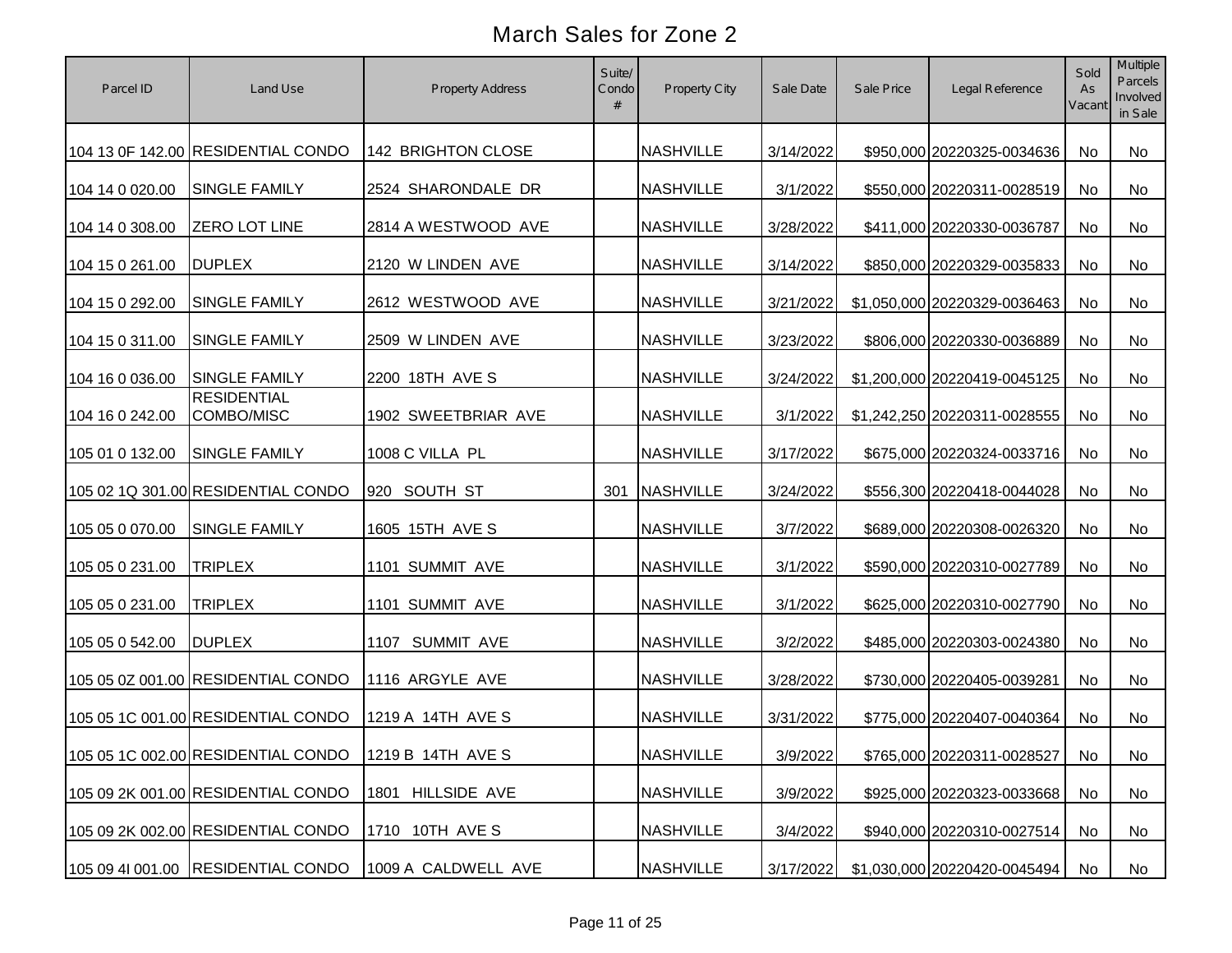# March Sales for Zone 2

| Parcel ID | Land Use | Property Address | Suite/ Condo # | Property City | Sale Date | Sale Price | Legal Reference | Sold As Vacant | Multiple Parcels Involved in Sale |
|---|---|---|---|---|---|---|---|---|---|
| 104 13 0F 142.00 | RESIDENTIAL CONDO | 142 BRIGHTON CLOSE | | NASHVILLE | 3/14/2022 | $950,000 | 20220325-0034636 | No | No |
| 104 14 0 020.00 | SINGLE FAMILY | 2524 SHARONDALE DR | | NASHVILLE | 3/1/2022 | $550,000 | 20220311-0028519 | No | No |
| 104 14 0 308.00 | ZERO LOT LINE | 2814 A WESTWOOD AVE | | NASHVILLE | 3/28/2022 | $411,000 | 20220330-0036787 | No | No |
| 104 15 0 261.00 | DUPLEX | 2120 W LINDEN AVE | | NASHVILLE | 3/14/2022 | $850,000 | 20220329-0035833 | No | No |
| 104 15 0 292.00 | SINGLE FAMILY | 2612 WESTWOOD AVE | | NASHVILLE | 3/21/2022 | $1,050,000 | 20220329-0036463 | No | No |
| 104 15 0 311.00 | SINGLE FAMILY | 2509 W LINDEN AVE | | NASHVILLE | 3/23/2022 | $806,000 | 20220330-0036889 | No | No |
| 104 16 0 036.00 | SINGLE FAMILY | 2200 18TH AVE S | | NASHVILLE | 3/24/2022 | $1,200,000 | 20220419-0045125 | No | No |
| 104 16 0 242.00 | RESIDENTIAL COMBO/MISC | 1902 SWEETBRIAR AVE | | NASHVILLE | 3/1/2022 | $1,242,250 | 20220311-0028555 | No | No |
| 105 01 0 132.00 | SINGLE FAMILY | 1008 C VILLA PL | | NASHVILLE | 3/17/2022 | $675,000 | 20220324-0033716 | No | No |
| 105 02 1Q 301.00 | RESIDENTIAL CONDO | 920 SOUTH ST | 301 | NASHVILLE | 3/24/2022 | $556,300 | 20220418-0044028 | No | No |
| 105 05 0 070.00 | SINGLE FAMILY | 1605 15TH AVE S | | NASHVILLE | 3/7/2022 | $689,000 | 20220308-0026320 | No | No |
| 105 05 0 231.00 | TRIPLEX | 1101 SUMMIT AVE | | NASHVILLE | 3/1/2022 | $590,000 | 20220310-0027789 | No | No |
| 105 05 0 231.00 | TRIPLEX | 1101 SUMMIT AVE | | NASHVILLE | 3/1/2022 | $625,000 | 20220310-0027790 | No | No |
| 105 05 0 542.00 | DUPLEX | 1107 SUMMIT AVE | | NASHVILLE | 3/2/2022 | $485,000 | 20220303-0024380 | No | No |
| 105 05 0Z 001.00 | RESIDENTIAL CONDO | 1116 ARGYLE AVE | | NASHVILLE | 3/28/2022 | $730,000 | 20220405-0039281 | No | No |
| 105 05 1C 001.00 | RESIDENTIAL CONDO | 1219 A 14TH AVE S | | NASHVILLE | 3/31/2022 | $775,000 | 20220407-0040364 | No | No |
| 105 05 1C 002.00 | RESIDENTIAL CONDO | 1219 B 14TH AVE S | | NASHVILLE | 3/9/2022 | $765,000 | 20220311-0028527 | No | No |
| 105 09 2K 001.00 | RESIDENTIAL CONDO | 1801 HILLSIDE AVE | | NASHVILLE | 3/9/2022 | $925,000 | 20220323-0033668 | No | No |
| 105 09 2K 002.00 | RESIDENTIAL CONDO | 1710 10TH AVE S | | NASHVILLE | 3/4/2022 | $940,000 | 20220310-0027514 | No | No |
| 105 09 4I 001.00 | RESIDENTIAL CONDO | 1009 A CALDWELL AVE | | NASHVILLE | 3/17/2022 | $1,030,000 | 20220420-0045494 | No | No |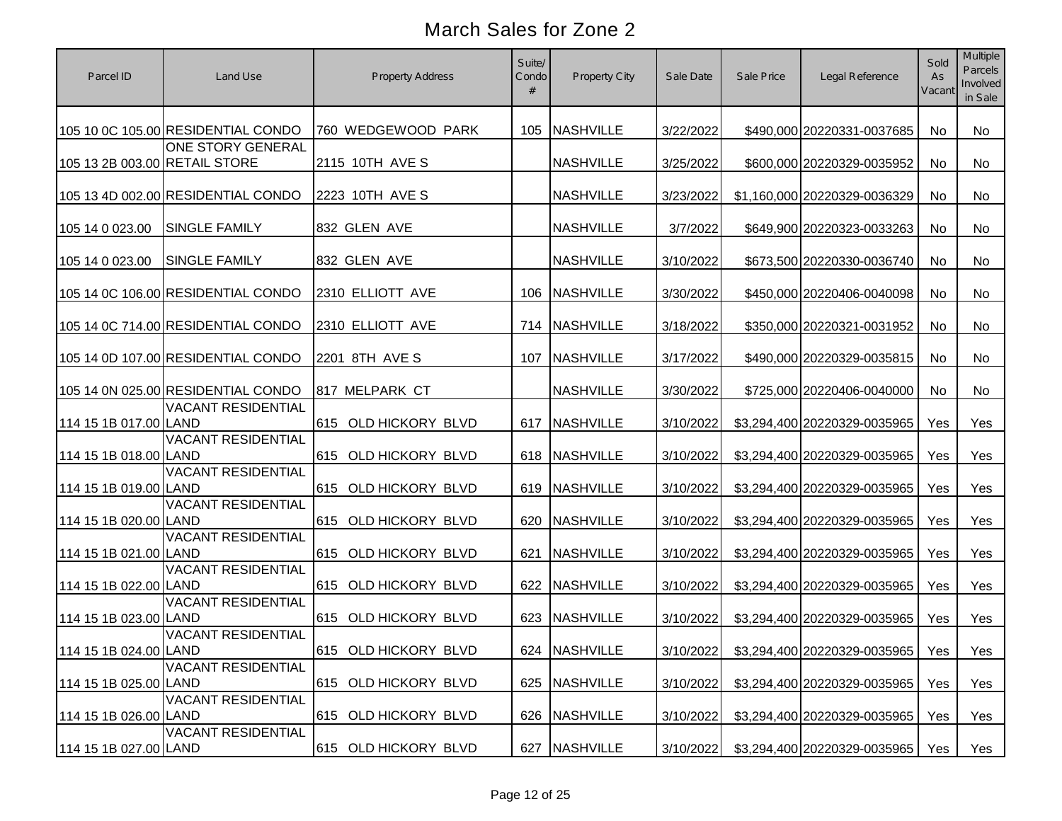# March Sales for Zone 2

| Parcel ID | Land Use | Property Address | Suite/ Condo # | Property City | Sale Date | Sale Price | Legal Reference | Sold As Vacant | Multiple Parcels Involved in Sale |
|---|---|---|---|---|---|---|---|---|---|
| 105 10 0C 105.00 | RESIDENTIAL CONDO | 760 WEDGEWOOD PARK | 105 | NASHVILLE | 3/22/2022 | $490,000 | 20220331-0037685 | No | No |
| 105 13 2B 003.00 | ONE STORY GENERAL RETAIL STORE | 2115 10TH AVE S | | NASHVILLE | 3/25/2022 | $600,000 | 20220329-0035952 | No | No |
| 105 13 4D 002.00 | RESIDENTIAL CONDO | 2223 10TH AVE S | | NASHVILLE | 3/23/2022 | $1,160,000 | 20220329-0036329 | No | No |
| 105 14 0 023.00 | SINGLE FAMILY | 832 GLEN AVE | | NASHVILLE | 3/7/2022 | $649,900 | 20220323-0033263 | No | No |
| 105 14 0 023.00 | SINGLE FAMILY | 832 GLEN AVE | | NASHVILLE | 3/10/2022 | $673,500 | 20220330-0036740 | No | No |
| 105 14 0C 106.00 | RESIDENTIAL CONDO | 2310 ELLIOTT AVE | 106 | NASHVILLE | 3/30/2022 | $450,000 | 20220406-0040098 | No | No |
| 105 14 0C 714.00 | RESIDENTIAL CONDO | 2310 ELLIOTT AVE | 714 | NASHVILLE | 3/18/2022 | $350,000 | 20220321-0031952 | No | No |
| 105 14 0D 107.00 | RESIDENTIAL CONDO | 2201 8TH AVE S | 107 | NASHVILLE | 3/17/2022 | $490,000 | 20220329-0035815 | No | No |
| 105 14 0N 025.00 | RESIDENTIAL CONDO | 817 MELPARK CT | | NASHVILLE | 3/30/2022 | $725,000 | 20220406-0040000 | No | No |
| 114 15 1B 017.00 | VACANT RESIDENTIAL LAND | 615 OLD HICKORY BLVD | 617 | NASHVILLE | 3/10/2022 | $3,294,400 | 20220329-0035965 | Yes | Yes |
| 114 15 1B 018.00 | VACANT RESIDENTIAL LAND | 615 OLD HICKORY BLVD | 618 | NASHVILLE | 3/10/2022 | $3,294,400 | 20220329-0035965 | Yes | Yes |
| 114 15 1B 019.00 | VACANT RESIDENTIAL LAND | 615 OLD HICKORY BLVD | 619 | NASHVILLE | 3/10/2022 | $3,294,400 | 20220329-0035965 | Yes | Yes |
| 114 15 1B 020.00 | VACANT RESIDENTIAL LAND | 615 OLD HICKORY BLVD | 620 | NASHVILLE | 3/10/2022 | $3,294,400 | 20220329-0035965 | Yes | Yes |
| 114 15 1B 021.00 | VACANT RESIDENTIAL LAND | 615 OLD HICKORY BLVD | 621 | NASHVILLE | 3/10/2022 | $3,294,400 | 20220329-0035965 | Yes | Yes |
| 114 15 1B 022.00 | VACANT RESIDENTIAL LAND | 615 OLD HICKORY BLVD | 622 | NASHVILLE | 3/10/2022 | $3,294,400 | 20220329-0035965 | Yes | Yes |
| 114 15 1B 023.00 | VACANT RESIDENTIAL LAND | 615 OLD HICKORY BLVD | 623 | NASHVILLE | 3/10/2022 | $3,294,400 | 20220329-0035965 | Yes | Yes |
| 114 15 1B 024.00 | VACANT RESIDENTIAL LAND | 615 OLD HICKORY BLVD | 624 | NASHVILLE | 3/10/2022 | $3,294,400 | 20220329-0035965 | Yes | Yes |
| 114 15 1B 025.00 | VACANT RESIDENTIAL LAND | 615 OLD HICKORY BLVD | 625 | NASHVILLE | 3/10/2022 | $3,294,400 | 20220329-0035965 | Yes | Yes |
| 114 15 1B 026.00 | VACANT RESIDENTIAL LAND | 615 OLD HICKORY BLVD | 626 | NASHVILLE | 3/10/2022 | $3,294,400 | 20220329-0035965 | Yes | Yes |
| 114 15 1B 027.00 | VACANT RESIDENTIAL LAND | 615 OLD HICKORY BLVD | 627 | NASHVILLE | 3/10/2022 | $3,294,400 | 20220329-0035965 | Yes | Yes |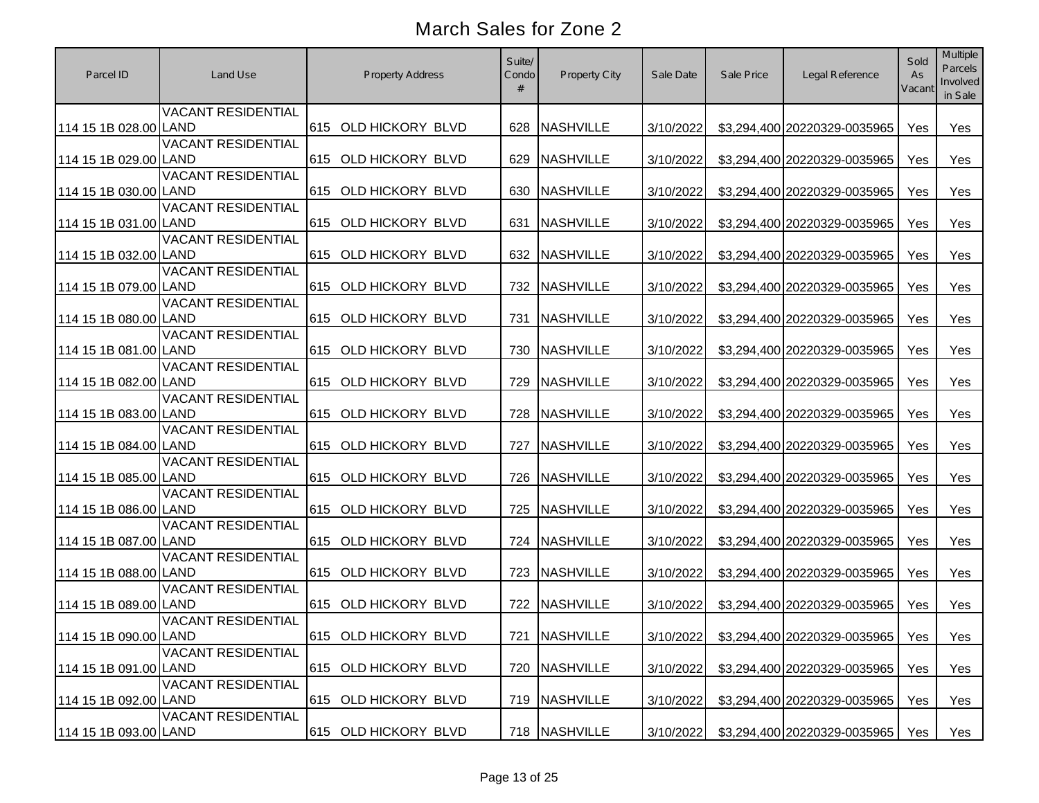# March Sales for Zone 2

| Parcel ID | Land Use | Property Address | Suite/ Condo # | Property City | Sale Date | Sale Price | Legal Reference | Sold As Vacant | Multiple Parcels Involved in Sale |
|---|---|---|---|---|---|---|---|---|---|
| 114 15 1B 028.00 | VACANT RESIDENTIAL LAND | 615 OLD HICKORY BLVD | 628 | NASHVILLE | 3/10/2022 | $3,294,400 | 20220329-0035965 | Yes | Yes |
| 114 15 1B 029.00 | VACANT RESIDENTIAL LAND | 615 OLD HICKORY BLVD | 629 | NASHVILLE | 3/10/2022 | $3,294,400 | 20220329-0035965 | Yes | Yes |
| 114 15 1B 030.00 | VACANT RESIDENTIAL LAND | 615 OLD HICKORY BLVD | 630 | NASHVILLE | 3/10/2022 | $3,294,400 | 20220329-0035965 | Yes | Yes |
| 114 15 1B 031.00 | VACANT RESIDENTIAL LAND | 615 OLD HICKORY BLVD | 631 | NASHVILLE | 3/10/2022 | $3,294,400 | 20220329-0035965 | Yes | Yes |
| 114 15 1B 032.00 | VACANT RESIDENTIAL LAND | 615 OLD HICKORY BLVD | 632 | NASHVILLE | 3/10/2022 | $3,294,400 | 20220329-0035965 | Yes | Yes |
| 114 15 1B 079.00 | VACANT RESIDENTIAL LAND | 615 OLD HICKORY BLVD | 732 | NASHVILLE | 3/10/2022 | $3,294,400 | 20220329-0035965 | Yes | Yes |
| 114 15 1B 080.00 | VACANT RESIDENTIAL LAND | 615 OLD HICKORY BLVD | 731 | NASHVILLE | 3/10/2022 | $3,294,400 | 20220329-0035965 | Yes | Yes |
| 114 15 1B 081.00 | VACANT RESIDENTIAL LAND | 615 OLD HICKORY BLVD | 730 | NASHVILLE | 3/10/2022 | $3,294,400 | 20220329-0035965 | Yes | Yes |
| 114 15 1B 082.00 | VACANT RESIDENTIAL LAND | 615 OLD HICKORY BLVD | 729 | NASHVILLE | 3/10/2022 | $3,294,400 | 20220329-0035965 | Yes | Yes |
| 114 15 1B 083.00 | VACANT RESIDENTIAL LAND | 615 OLD HICKORY BLVD | 728 | NASHVILLE | 3/10/2022 | $3,294,400 | 20220329-0035965 | Yes | Yes |
| 114 15 1B 084.00 | VACANT RESIDENTIAL LAND | 615 OLD HICKORY BLVD | 727 | NASHVILLE | 3/10/2022 | $3,294,400 | 20220329-0035965 | Yes | Yes |
| 114 15 1B 085.00 | VACANT RESIDENTIAL LAND | 615 OLD HICKORY BLVD | 726 | NASHVILLE | 3/10/2022 | $3,294,400 | 20220329-0035965 | Yes | Yes |
| 114 15 1B 086.00 | VACANT RESIDENTIAL LAND | 615 OLD HICKORY BLVD | 725 | NASHVILLE | 3/10/2022 | $3,294,400 | 20220329-0035965 | Yes | Yes |
| 114 15 1B 087.00 | VACANT RESIDENTIAL LAND | 615 OLD HICKORY BLVD | 724 | NASHVILLE | 3/10/2022 | $3,294,400 | 20220329-0035965 | Yes | Yes |
| 114 15 1B 088.00 | VACANT RESIDENTIAL LAND | 615 OLD HICKORY BLVD | 723 | NASHVILLE | 3/10/2022 | $3,294,400 | 20220329-0035965 | Yes | Yes |
| 114 15 1B 089.00 | VACANT RESIDENTIAL LAND | 615 OLD HICKORY BLVD | 722 | NASHVILLE | 3/10/2022 | $3,294,400 | 20220329-0035965 | Yes | Yes |
| 114 15 1B 090.00 | VACANT RESIDENTIAL LAND | 615 OLD HICKORY BLVD | 721 | NASHVILLE | 3/10/2022 | $3,294,400 | 20220329-0035965 | Yes | Yes |
| 114 15 1B 091.00 | VACANT RESIDENTIAL LAND | 615 OLD HICKORY BLVD | 720 | NASHVILLE | 3/10/2022 | $3,294,400 | 20220329-0035965 | Yes | Yes |
| 114 15 1B 092.00 | VACANT RESIDENTIAL LAND | 615 OLD HICKORY BLVD | 719 | NASHVILLE | 3/10/2022 | $3,294,400 | 20220329-0035965 | Yes | Yes |
| 114 15 1B 093.00 | VACANT RESIDENTIAL LAND | 615 OLD HICKORY BLVD | 718 | NASHVILLE | 3/10/2022 | $3,294,400 | 20220329-0035965 | Yes | Yes |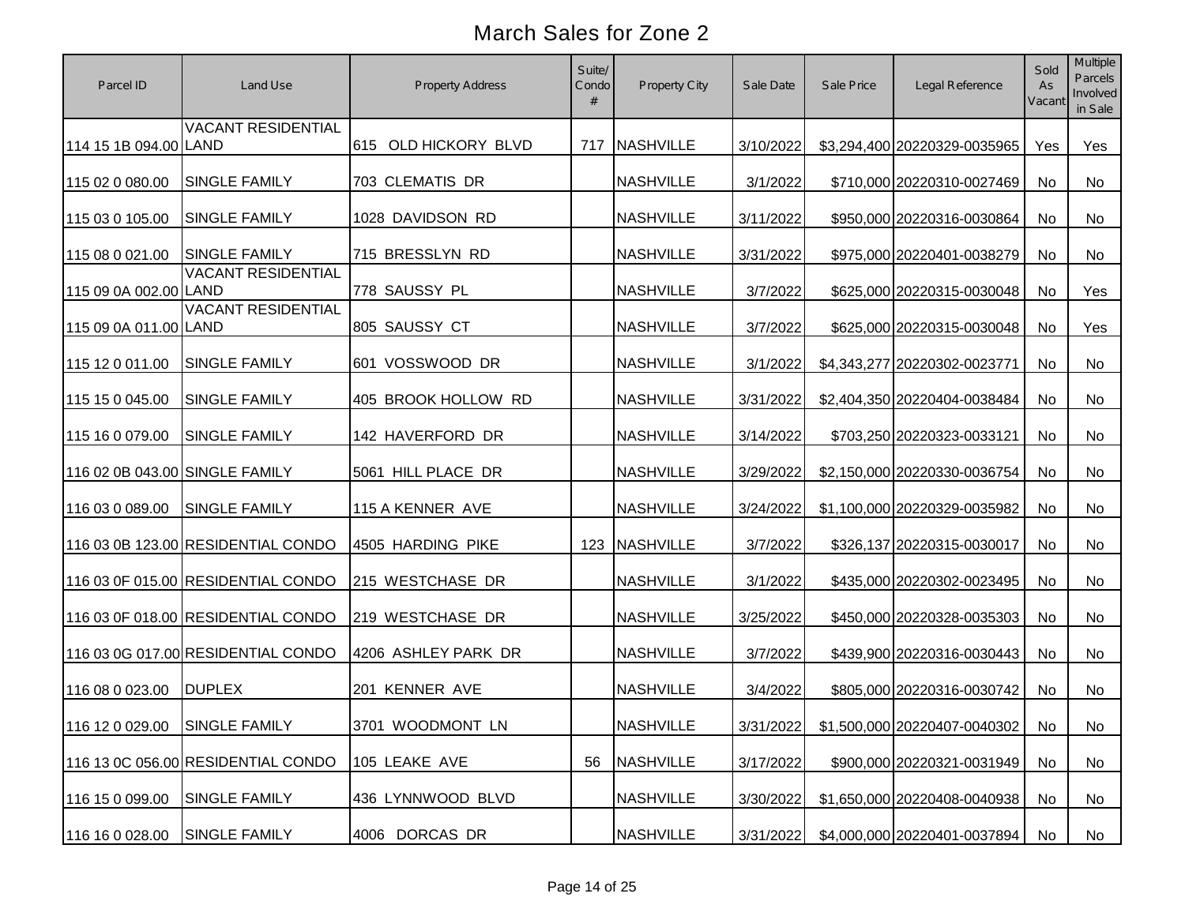# March Sales for Zone 2

| Parcel ID | Land Use | Property Address | Suite/ Condo # | Property City | Sale Date | Sale Price | Legal Reference | Sold As Vacant | Multiple Parcels Involved in Sale |
|---|---|---|---|---|---|---|---|---|---|
| 114 15 1B 094.00 | VACANT RESIDENTIAL LAND | 615 OLD HICKORY BLVD | 717 | NASHVILLE | 3/10/2022 | $3,294,400 | 20220329-0035965 | Yes | Yes |
| 115 02 0 080.00 | SINGLE FAMILY | 703 CLEMATIS DR | | NASHVILLE | 3/1/2022 | $710,000 | 20220310-0027469 | No | No |
| 115 03 0 105.00 | SINGLE FAMILY | 1028 DAVIDSON RD | | NASHVILLE | 3/11/2022 | $950,000 | 20220316-0030864 | No | No |
| 115 08 0 021.00 | SINGLE FAMILY | 715 BRESSLYN RD | | NASHVILLE | 3/31/2022 | $975,000 | 20220401-0038279 | No | No |
| 115 09 0A 002.00 | VACANT RESIDENTIAL LAND | 778 SAUSSY PL | | NASHVILLE | 3/7/2022 | $625,000 | 20220315-0030048 | No | Yes |
| 115 09 0A 011.00 | VACANT RESIDENTIAL LAND | 805 SAUSSY CT | | NASHVILLE | 3/7/2022 | $625,000 | 20220315-0030048 | No | Yes |
| 115 12 0 011.00 | SINGLE FAMILY | 601 VOSSWOOD DR | | NASHVILLE | 3/1/2022 | $4,343,277 | 20220302-0023771 | No | No |
| 115 15 0 045.00 | SINGLE FAMILY | 405 BROOK HOLLOW RD | | NASHVILLE | 3/31/2022 | $2,404,350 | 20220404-0038484 | No | No |
| 115 16 0 079.00 | SINGLE FAMILY | 142 HAVERFORD DR | | NASHVILLE | 3/14/2022 | $703,250 | 20220323-0033121 | No | No |
| 116 02 0B 043.00 | SINGLE FAMILY | 5061 HILL PLACE DR | | NASHVILLE | 3/29/2022 | $2,150,000 | 20220330-0036754 | No | No |
| 116 03 0 089.00 | SINGLE FAMILY | 115 A KENNER AVE | | NASHVILLE | 3/24/2022 | $1,100,000 | 20220329-0035982 | No | No |
| 116 03 0B 123.00 | RESIDENTIAL CONDO | 4505 HARDING PIKE | 123 | NASHVILLE | 3/7/2022 | $326,137 | 20220315-0030017 | No | No |
| 116 03 0F 015.00 | RESIDENTIAL CONDO | 215 WESTCHASE DR | | NASHVILLE | 3/1/2022 | $435,000 | 20220302-0023495 | No | No |
| 116 03 0F 018.00 | RESIDENTIAL CONDO | 219 WESTCHASE DR | | NASHVILLE | 3/25/2022 | $450,000 | 20220328-0035303 | No | No |
| 116 03 0G 017.00 | RESIDENTIAL CONDO | 4206 ASHLEY PARK DR | | NASHVILLE | 3/7/2022 | $439,900 | 20220316-0030443 | No | No |
| 116 08 0 023.00 | DUPLEX | 201 KENNER AVE | | NASHVILLE | 3/4/2022 | $805,000 | 20220316-0030742 | No | No |
| 116 12 0 029.00 | SINGLE FAMILY | 3701 WOODMONT LN | | NASHVILLE | 3/31/2022 | $1,500,000 | 20220407-0040302 | No | No |
| 116 13 0C 056.00 | RESIDENTIAL CONDO | 105 LEAKE AVE | 56 | NASHVILLE | 3/17/2022 | $900,000 | 20220321-0031949 | No | No |
| 116 15 0 099.00 | SINGLE FAMILY | 436 LYNNWOOD BLVD | | NASHVILLE | 3/30/2022 | $1,650,000 | 20220408-0040938 | No | No |
| 116 16 0 028.00 | SINGLE FAMILY | 4006 DORCAS DR | | NASHVILLE | 3/31/2022 | $4,000,000 | 20220401-0037894 | No | No |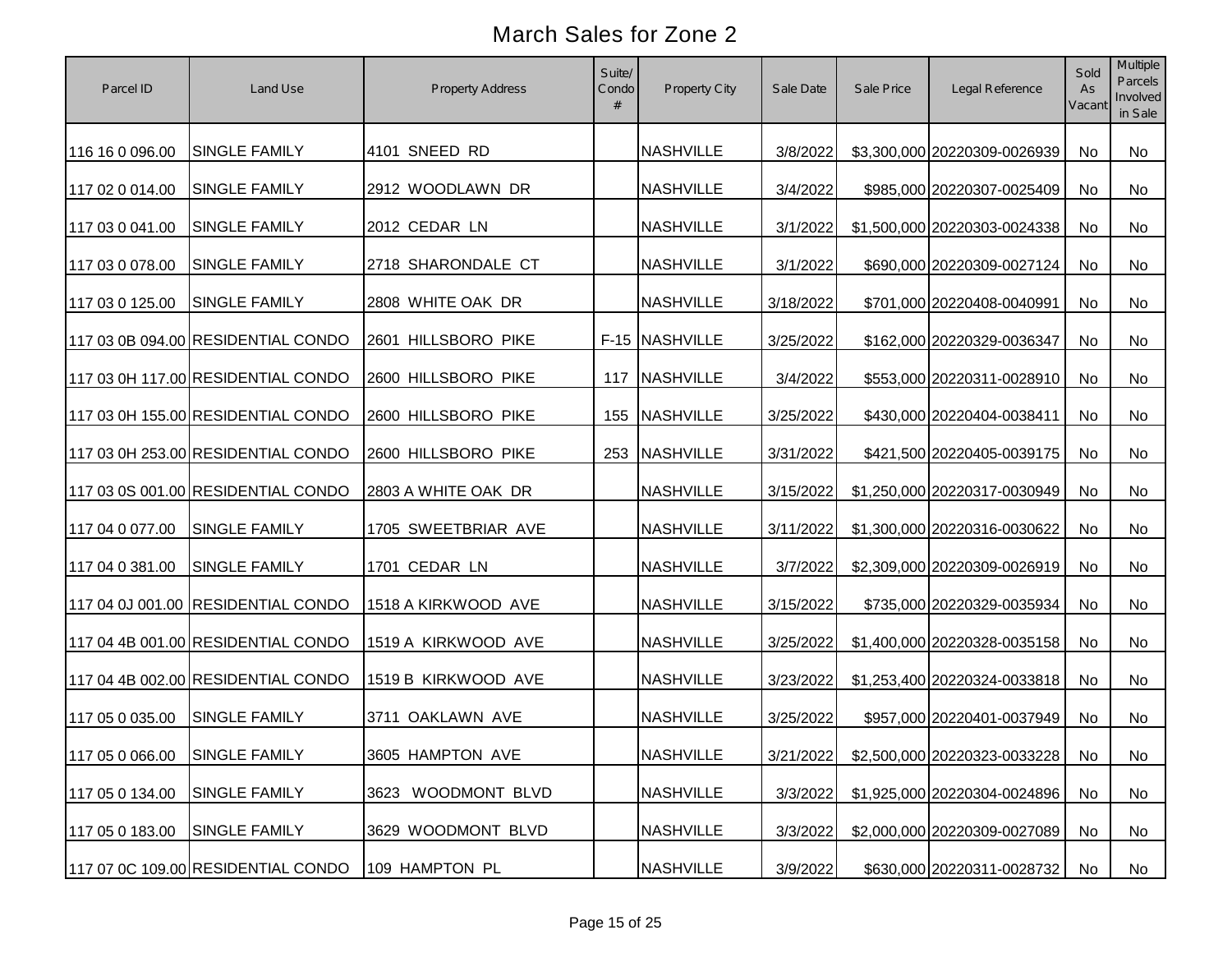# March Sales for Zone 2

| Parcel ID | Land Use | Property Address | Suite/ Condo # | Property City | Sale Date | Sale Price | Legal Reference | Sold As Vacant | Multiple Parcels Involved in Sale |
|---|---|---|---|---|---|---|---|---|---|
| 116 16 0 096.00 | SINGLE FAMILY | 4101 SNEED RD | | NASHVILLE | 3/8/2022 | $3,300,000 | 20220309-0026939 | No | No |
| 117 02 0 014.00 | SINGLE FAMILY | 2912 WOODLAWN DR | | NASHVILLE | 3/4/2022 | $985,000 | 20220307-0025409 | No | No |
| 117 03 0 041.00 | SINGLE FAMILY | 2012 CEDAR LN | | NASHVILLE | 3/1/2022 | $1,500,000 | 20220303-0024338 | No | No |
| 117 03 0 078.00 | SINGLE FAMILY | 2718 SHARONDALE CT | | NASHVILLE | 3/1/2022 | $690,000 | 20220309-0027124 | No | No |
| 117 03 0 125.00 | SINGLE FAMILY | 2808 WHITE OAK DR | | NASHVILLE | 3/18/2022 | $701,000 | 20220408-0040991 | No | No |
| 117 03 0B 094.00 | RESIDENTIAL CONDO | 2601 HILLSBORO PIKE | F-15 | NASHVILLE | 3/25/2022 | $162,000 | 20220329-0036347 | No | No |
| 117 03 0H 117.00 | RESIDENTIAL CONDO | 2600 HILLSBORO PIKE | 117 | NASHVILLE | 3/4/2022 | $553,000 | 20220311-0028910 | No | No |
| 117 03 0H 155.00 | RESIDENTIAL CONDO | 2600 HILLSBORO PIKE | 155 | NASHVILLE | 3/25/2022 | $430,000 | 20220404-0038411 | No | No |
| 117 03 0H 253.00 | RESIDENTIAL CONDO | 2600 HILLSBORO PIKE | 253 | NASHVILLE | 3/31/2022 | $421,500 | 20220405-0039175 | No | No |
| 117 03 0S 001.00 | RESIDENTIAL CONDO | 2803 A WHITE OAK DR | | NASHVILLE | 3/15/2022 | $1,250,000 | 20220317-0030949 | No | No |
| 117 04 0 077.00 | SINGLE FAMILY | 1705 SWEETBRIAR AVE | | NASHVILLE | 3/11/2022 | $1,300,000 | 20220316-0030622 | No | No |
| 117 04 0 381.00 | SINGLE FAMILY | 1701 CEDAR LN | | NASHVILLE | 3/7/2022 | $2,309,000 | 20220309-0026919 | No | No |
| 117 04 0J 001.00 | RESIDENTIAL CONDO | 1518 A KIRKWOOD AVE | | NASHVILLE | 3/15/2022 | $735,000 | 20220329-0035934 | No | No |
| 117 04 4B 001.00 | RESIDENTIAL CONDO | 1519 A KIRKWOOD AVE | | NASHVILLE | 3/25/2022 | $1,400,000 | 20220328-0035158 | No | No |
| 117 04 4B 002.00 | RESIDENTIAL CONDO | 1519 B KIRKWOOD AVE | | NASHVILLE | 3/23/2022 | $1,253,400 | 20220324-0033818 | No | No |
| 117 05 0 035.00 | SINGLE FAMILY | 3711 OAKLAWN AVE | | NASHVILLE | 3/25/2022 | $957,000 | 20220401-0037949 | No | No |
| 117 05 0 066.00 | SINGLE FAMILY | 3605 HAMPTON AVE | | NASHVILLE | 3/21/2022 | $2,500,000 | 20220323-0033228 | No | No |
| 117 05 0 134.00 | SINGLE FAMILY | 3623 WOODMONT BLVD | | NASHVILLE | 3/3/2022 | $1,925,000 | 20220304-0024896 | No | No |
| 117 05 0 183.00 | SINGLE FAMILY | 3629 WOODMONT BLVD | | NASHVILLE | 3/3/2022 | $2,000,000 | 20220309-0027089 | No | No |
| 117 07 0C 109.00 | RESIDENTIAL CONDO | 109 HAMPTON PL | | NASHVILLE | 3/9/2022 | $630,000 | 20220311-0028732 | No | No |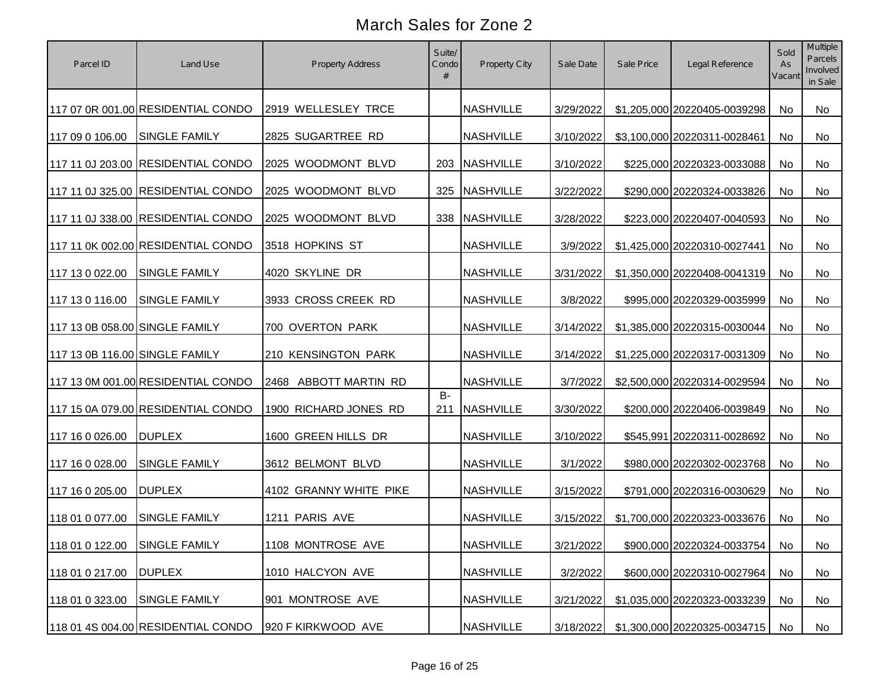# March Sales for Zone 2

| Parcel ID | Land Use | Property Address | Suite/ Condo # | Property City | Sale Date | Sale Price | Legal Reference | Sold As Vacant | Multiple Parcels Involved in Sale |
|---|---|---|---|---|---|---|---|---|---|
| 117 07 0R 001.00 | RESIDENTIAL CONDO | 2919 WELLESLEY TRCE | | NASHVILLE | 3/29/2022 | $1,205,000 | 20220405-0039298 | No | No |
| 117 09 0 106.00 | SINGLE FAMILY | 2825 SUGARTREE RD | | NASHVILLE | 3/10/2022 | $3,100,000 | 20220311-0028461 | No | No |
| 117 11 0J 203.00 | RESIDENTIAL CONDO | 2025 WOODMONT BLVD | 203 | NASHVILLE | 3/10/2022 | $225,000 | 20220323-0033088 | No | No |
| 117 11 0J 325.00 | RESIDENTIAL CONDO | 2025 WOODMONT BLVD | 325 | NASHVILLE | 3/22/2022 | $290,000 | 20220324-0033826 | No | No |
| 117 11 0J 338.00 | RESIDENTIAL CONDO | 2025 WOODMONT BLVD | 338 | NASHVILLE | 3/28/2022 | $223,000 | 20220407-0040593 | No | No |
| 117 11 0K 002.00 | RESIDENTIAL CONDO | 3518 HOPKINS ST | | NASHVILLE | 3/9/2022 | $1,425,000 | 20220310-0027441 | No | No |
| 117 13 0 022.00 | SINGLE FAMILY | 4020 SKYLINE DR | | NASHVILLE | 3/31/2022 | $1,350,000 | 20220408-0041319 | No | No |
| 117 13 0 116.00 | SINGLE FAMILY | 3933 CROSS CREEK RD | | NASHVILLE | 3/8/2022 | $995,000 | 20220329-0035999 | No | No |
| 117 13 0B 058.00 | SINGLE FAMILY | 700 OVERTON PARK | | NASHVILLE | 3/14/2022 | $1,385,000 | 20220315-0030044 | No | No |
| 117 13 0B 116.00 | SINGLE FAMILY | 210 KENSINGTON PARK | | NASHVILLE | 3/14/2022 | $1,225,000 | 20220317-0031309 | No | No |
| 117 13 0M 001.00 | RESIDENTIAL CONDO | 2468 ABBOTT MARTIN RD | | NASHVILLE | 3/7/2022 | $2,500,000 | 20220314-0029594 | No | No |
| 117 15 0A 079.00 | RESIDENTIAL CONDO | 1900 RICHARD JONES RD | B-211 | NASHVILLE | 3/30/2022 | $200,000 | 20220406-0039849 | No | No |
| 117 16 0 026.00 | DUPLEX | 1600 GREEN HILLS DR | | NASHVILLE | 3/10/2022 | $545,991 | 20220311-0028692 | No | No |
| 117 16 0 028.00 | SINGLE FAMILY | 3612 BELMONT BLVD | | NASHVILLE | 3/1/2022 | $980,000 | 20220302-0023768 | No | No |
| 117 16 0 205.00 | DUPLEX | 4102 GRANNY WHITE PIKE | | NASHVILLE | 3/15/2022 | $791,000 | 20220316-0030629 | No | No |
| 118 01 0 077.00 | SINGLE FAMILY | 1211 PARIS AVE | | NASHVILLE | 3/15/2022 | $1,700,000 | 20220323-0033676 | No | No |
| 118 01 0 122.00 | SINGLE FAMILY | 1108 MONTROSE AVE | | NASHVILLE | 3/21/2022 | $900,000 | 20220324-0033754 | No | No |
| 118 01 0 217.00 | DUPLEX | 1010 HALCYON AVE | | NASHVILLE | 3/2/2022 | $600,000 | 20220310-0027964 | No | No |
| 118 01 0 323.00 | SINGLE FAMILY | 901 MONTROSE AVE | | NASHVILLE | 3/21/2022 | $1,035,000 | 20220323-0033239 | No | No |
| 118 01 4S 004.00 | RESIDENTIAL CONDO | 920 F KIRKWOOD AVE | | NASHVILLE | 3/18/2022 | $1,300,000 | 20220325-0034715 | No | No |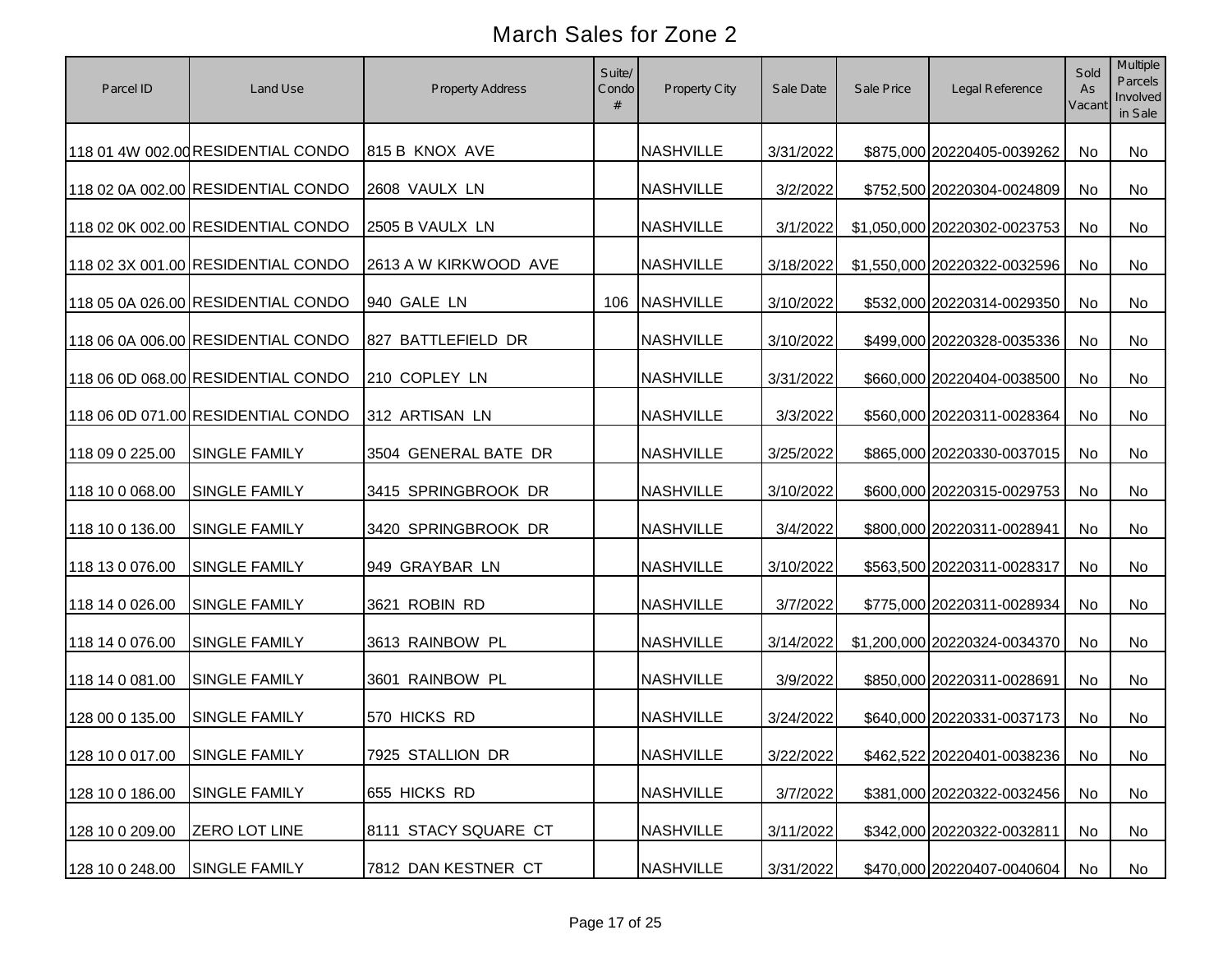# March Sales for Zone 2

| Parcel ID | Land Use | Property Address | Suite/ Condo # | Property City | Sale Date | Sale Price | Legal Reference | Sold As Vacant | Multiple Parcels Involved in Sale |
|---|---|---|---|---|---|---|---|---|---|
| 118 01 4W 002.00 | RESIDENTIAL CONDO | 815 B KNOX AVE | | NASHVILLE | 3/31/2022 | $875,000 | 20220405-0039262 | No | No |
| 118 02 0A 002.00 | RESIDENTIAL CONDO | 2608 VAULX LN | | NASHVILLE | 3/2/2022 | $752,500 | 20220304-0024809 | No | No |
| 118 02 0K 002.00 | RESIDENTIAL CONDO | 2505 B VAULX LN | | NASHVILLE | 3/1/2022 | $1,050,000 | 20220302-0023753 | No | No |
| 118 02 3X 001.00 | RESIDENTIAL CONDO | 2613 A W KIRKWOOD AVE | | NASHVILLE | 3/18/2022 | $1,550,000 | 20220322-0032596 | No | No |
| 118 05 0A 026.00 | RESIDENTIAL CONDO | 940 GALE LN | 106 | NASHVILLE | 3/10/2022 | $532,000 | 20220314-0029350 | No | No |
| 118 06 0A 006.00 | RESIDENTIAL CONDO | 827 BATTLEFIELD DR | | NASHVILLE | 3/10/2022 | $499,000 | 20220328-0035336 | No | No |
| 118 06 0D 068.00 | RESIDENTIAL CONDO | 210 COPLEY LN | | NASHVILLE | 3/31/2022 | $660,000 | 20220404-0038500 | No | No |
| 118 06 0D 071.00 | RESIDENTIAL CONDO | 312 ARTISAN LN | | NASHVILLE | 3/3/2022 | $560,000 | 20220311-0028364 | No | No |
| 118 09 0 225.00 | SINGLE FAMILY | 3504 GENERAL BATE DR | | NASHVILLE | 3/25/2022 | $865,000 | 20220330-0037015 | No | No |
| 118 10 0 068.00 | SINGLE FAMILY | 3415 SPRINGBROOK DR | | NASHVILLE | 3/10/2022 | $600,000 | 20220315-0029753 | No | No |
| 118 10 0 136.00 | SINGLE FAMILY | 3420 SPRINGBROOK DR | | NASHVILLE | 3/4/2022 | $800,000 | 20220311-0028941 | No | No |
| 118 13 0 076.00 | SINGLE FAMILY | 949 GRAYBAR LN | | NASHVILLE | 3/10/2022 | $563,500 | 20220311-0028317 | No | No |
| 118 14 0 026.00 | SINGLE FAMILY | 3621 ROBIN RD | | NASHVILLE | 3/7/2022 | $775,000 | 20220311-0028934 | No | No |
| 118 14 0 076.00 | SINGLE FAMILY | 3613 RAINBOW PL | | NASHVILLE | 3/14/2022 | $1,200,000 | 20220324-0034370 | No | No |
| 118 14 0 081.00 | SINGLE FAMILY | 3601 RAINBOW PL | | NASHVILLE | 3/9/2022 | $850,000 | 20220311-0028691 | No | No |
| 128 00 0 135.00 | SINGLE FAMILY | 570 HICKS RD | | NASHVILLE | 3/24/2022 | $640,000 | 20220331-0037173 | No | No |
| 128 10 0 017.00 | SINGLE FAMILY | 7925 STALLION DR | | NASHVILLE | 3/22/2022 | $462,522 | 20220401-0038236 | No | No |
| 128 10 0 186.00 | SINGLE FAMILY | 655 HICKS RD | | NASHVILLE | 3/7/2022 | $381,000 | 20220322-0032456 | No | No |
| 128 10 0 209.00 | ZERO LOT LINE | 8111 STACY SQUARE CT | | NASHVILLE | 3/11/2022 | $342,000 | 20220322-0032811 | No | No |
| 128 10 0 248.00 | SINGLE FAMILY | 7812 DAN KESTNER CT | | NASHVILLE | 3/31/2022 | $470,000 | 20220407-0040604 | No | No |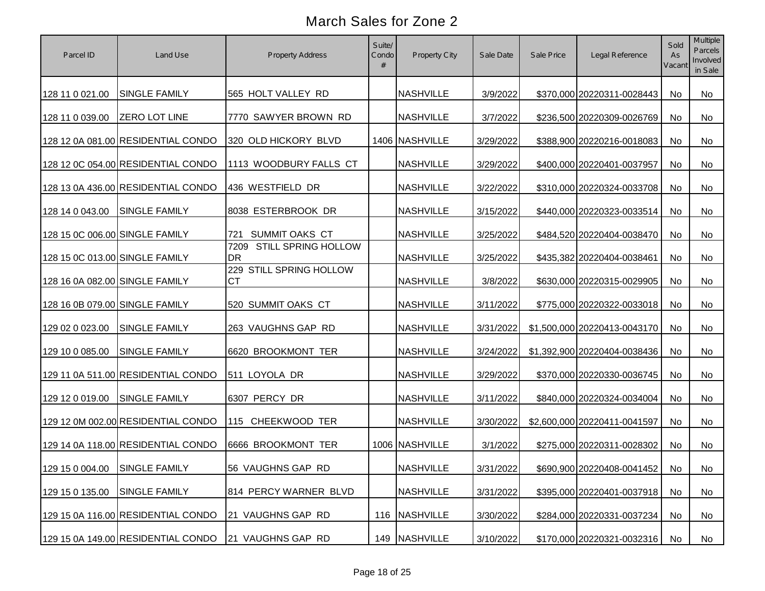# March Sales for Zone 2

| Parcel ID | Land Use | Property Address | Suite/ Condo # | Property City | Sale Date | Sale Price | Legal Reference | Sold As Vacant | Multiple Parcels Involved in Sale |
|---|---|---|---|---|---|---|---|---|---|
| 128 11 0 021.00 | SINGLE FAMILY | 565 HOLT VALLEY RD | | NASHVILLE | 3/9/2022 | $370,000 | 20220311-0028443 | No | No |
| 128 11 0 039.00 | ZERO LOT LINE | 7770 SAWYER BROWN RD | | NASHVILLE | 3/7/2022 | $236,500 | 20220309-0026769 | No | No |
| 128 12 0A 081.00 | RESIDENTIAL CONDO | 320 OLD HICKORY BLVD | 1406 | NASHVILLE | 3/29/2022 | $388,900 | 20220216-0018083 | No | No |
| 128 12 0C 054.00 | RESIDENTIAL CONDO | 1113 WOODBURY FALLS CT | | NASHVILLE | 3/29/2022 | $400,000 | 20220401-0037957 | No | No |
| 128 13 0A 436.00 | RESIDENTIAL CONDO | 436 WESTFIELD DR | | NASHVILLE | 3/22/2022 | $310,000 | 20220324-0033708 | No | No |
| 128 14 0 043.00 | SINGLE FAMILY | 8038 ESTERBROOK DR | | NASHVILLE | 3/15/2022 | $440,000 | 20220323-0033514 | No | No |
| 128 15 0C 006.00 | SINGLE FAMILY | 721 SUMMIT OAKS CT | | NASHVILLE | 3/25/2022 | $484,520 | 20220404-0038470 | No | No |
| 128 15 0C 013.00 | SINGLE FAMILY | 7209 STILL SPRING HOLLOW DR | | NASHVILLE | 3/25/2022 | $435,382 | 20220404-0038461 | No | No |
| 128 16 0A 082.00 | SINGLE FAMILY | 229 STILL SPRING HOLLOW CT | | NASHVILLE | 3/8/2022 | $630,000 | 20220315-0029905 | No | No |
| 128 16 0B 079.00 | SINGLE FAMILY | 520 SUMMIT OAKS CT | | NASHVILLE | 3/11/2022 | $775,000 | 20220322-0033018 | No | No |
| 129 02 0 023.00 | SINGLE FAMILY | 263 VAUGHNS GAP RD | | NASHVILLE | 3/31/2022 | $1,500,000 | 20220413-0043170 | No | No |
| 129 10 0 085.00 | SINGLE FAMILY | 6620 BROOKMONT TER | | NASHVILLE | 3/24/2022 | $1,392,900 | 20220404-0038436 | No | No |
| 129 11 0A 511.00 | RESIDENTIAL CONDO | 511 LOYOLA DR | | NASHVILLE | 3/29/2022 | $370,000 | 20220330-0036745 | No | No |
| 129 12 0 019.00 | SINGLE FAMILY | 6307 PERCY DR | | NASHVILLE | 3/11/2022 | $840,000 | 20220324-0034004 | No | No |
| 129 12 0M 002.00 | RESIDENTIAL CONDO | 115 CHEEKWOOD TER | | NASHVILLE | 3/30/2022 | $2,600,000 | 20220411-0041597 | No | No |
| 129 14 0A 118.00 | RESIDENTIAL CONDO | 6666 BROOKMONT TER | 1006 | NASHVILLE | 3/1/2022 | $275,000 | 20220311-0028302 | No | No |
| 129 15 0 004.00 | SINGLE FAMILY | 56 VAUGHNS GAP RD | | NASHVILLE | 3/31/2022 | $690,900 | 20220408-0041452 | No | No |
| 129 15 0 135.00 | SINGLE FAMILY | 814 PERCY WARNER BLVD | | NASHVILLE | 3/31/2022 | $395,000 | 20220401-0037918 | No | No |
| 129 15 0A 116.00 | RESIDENTIAL CONDO | 21 VAUGHNS GAP RD | 116 | NASHVILLE | 3/30/2022 | $284,000 | 20220331-0037234 | No | No |
| 129 15 0A 149.00 | RESIDENTIAL CONDO | 21 VAUGHNS GAP RD | 149 | NASHVILLE | 3/10/2022 | $170,000 | 20220321-0032316 | No | No |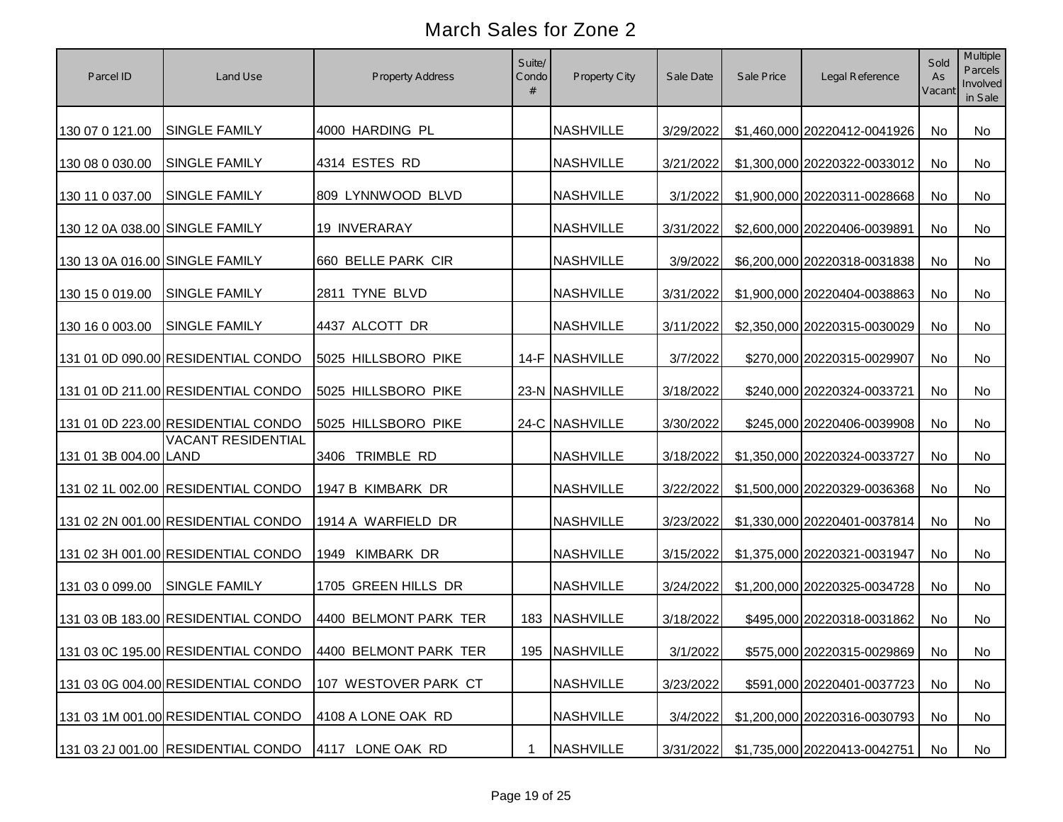# March Sales for Zone 2

| Parcel ID | Land Use | Property Address | Suite/ Condo # | Property City | Sale Date | Sale Price | Legal Reference | Sold As Vacant | Multiple Parcels Involved in Sale |
|---|---|---|---|---|---|---|---|---|---|
| 130 07 0 121.00 | SINGLE FAMILY | 4000 HARDING PL | | NASHVILLE | 3/29/2022 | $1,460,000 | 20220412-0041926 | No | No |
| 130 08 0 030.00 | SINGLE FAMILY | 4314 ESTES RD | | NASHVILLE | 3/21/2022 | $1,300,000 | 20220322-0033012 | No | No |
| 130 11 0 037.00 | SINGLE FAMILY | 809 LYNNWOOD BLVD | | NASHVILLE | 3/1/2022 | $1,900,000 | 20220311-0028668 | No | No |
| 130 12 0A 038.00 | SINGLE FAMILY | 19 INVERARAY | | NASHVILLE | 3/31/2022 | $2,600,000 | 20220406-0039891 | No | No |
| 130 13 0A 016.00 | SINGLE FAMILY | 660 BELLE PARK CIR | | NASHVILLE | 3/9/2022 | $6,200,000 | 20220318-0031838 | No | No |
| 130 15 0 019.00 | SINGLE FAMILY | 2811 TYNE BLVD | | NASHVILLE | 3/31/2022 | $1,900,000 | 20220404-0038863 | No | No |
| 130 16 0 003.00 | SINGLE FAMILY | 4437 ALCOTT DR | | NASHVILLE | 3/11/2022 | $2,350,000 | 20220315-0030029 | No | No |
| 131 01 0D 090.00 | RESIDENTIAL CONDO | 5025 HILLSBORO PIKE | 14-F | NASHVILLE | 3/7/2022 | $270,000 | 20220315-0029907 | No | No |
| 131 01 0D 211.00 | RESIDENTIAL CONDO | 5025 HILLSBORO PIKE | 23-N | NASHVILLE | 3/18/2022 | $240,000 | 20220324-0033721 | No | No |
| 131 01 0D 223.00 | RESIDENTIAL CONDO | 5025 HILLSBORO PIKE | 24-C | NASHVILLE | 3/30/2022 | $245,000 | 20220406-0039908 | No | No |
| 131 01 3B 004.00 | VACANT RESIDENTIAL LAND | 3406 TRIMBLE RD | | NASHVILLE | 3/18/2022 | $1,350,000 | 20220324-0033727 | No | No |
| 131 02 1L 002.00 | RESIDENTIAL CONDO | 1947 B KIMBARK DR | | NASHVILLE | 3/22/2022 | $1,500,000 | 20220329-0036368 | No | No |
| 131 02 2N 001.00 | RESIDENTIAL CONDO | 1914 A WARFIELD DR | | NASHVILLE | 3/23/2022 | $1,330,000 | 20220401-0037814 | No | No |
| 131 02 3H 001.00 | RESIDENTIAL CONDO | 1949 KIMBARK DR | | NASHVILLE | 3/15/2022 | $1,375,000 | 20220321-0031947 | No | No |
| 131 03 0 099.00 | SINGLE FAMILY | 1705 GREEN HILLS DR | | NASHVILLE | 3/24/2022 | $1,200,000 | 20220325-0034728 | No | No |
| 131 03 0B 183.00 | RESIDENTIAL CONDO | 4400 BELMONT PARK TER | 183 | NASHVILLE | 3/18/2022 | $495,000 | 20220318-0031862 | No | No |
| 131 03 0C 195.00 | RESIDENTIAL CONDO | 4400 BELMONT PARK TER | 195 | NASHVILLE | 3/1/2022 | $575,000 | 20220315-0029869 | No | No |
| 131 03 0G 004.00 | RESIDENTIAL CONDO | 107 WESTOVER PARK CT | | NASHVILLE | 3/23/2022 | $591,000 | 20220401-0037723 | No | No |
| 131 03 1M 001.00 | RESIDENTIAL CONDO | 4108 A LONE OAK RD | | NASHVILLE | 3/4/2022 | $1,200,000 | 20220316-0030793 | No | No |
| 131 03 2J 001.00 | RESIDENTIAL CONDO | 4117 LONE OAK RD | 1 | NASHVILLE | 3/31/2022 | $1,735,000 | 20220413-0042751 | No | No |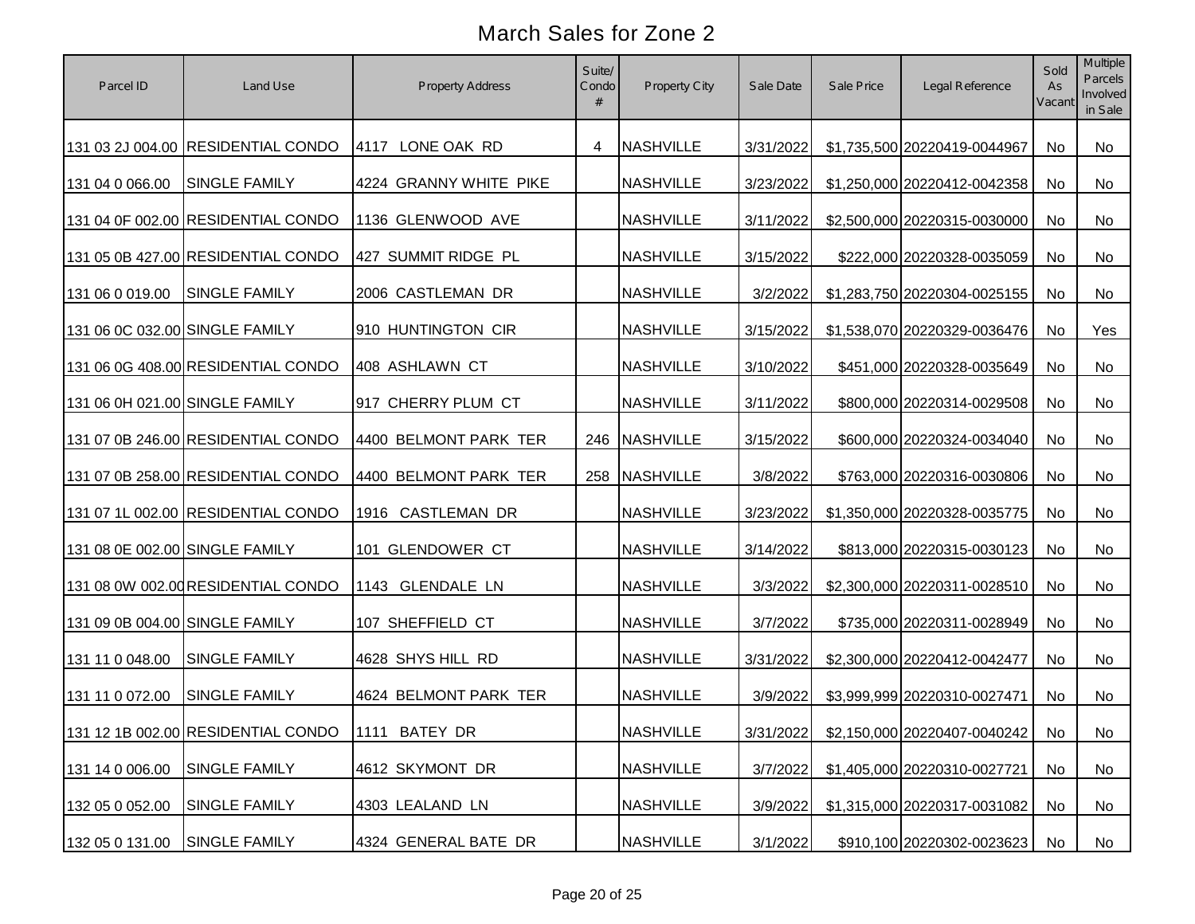# March Sales for Zone 2

| Parcel ID | Land Use | Property Address | Suite/ Condo # | Property City | Sale Date | Sale Price | Legal Reference | Sold As Vacant | Multiple Parcels Involved in Sale |
|---|---|---|---|---|---|---|---|---|---|
| 131 03 2J 004.00 | RESIDENTIAL CONDO | 4117 LONE OAK RD | 4 | NASHVILLE | 3/31/2022 | $1,735,500 | 20220419-0044967 | No | No |
| 131 04 0 066.00 | SINGLE FAMILY | 4224 GRANNY WHITE PIKE | | NASHVILLE | 3/23/2022 | $1,250,000 | 20220412-0042358 | No | No |
| 131 04 0F 002.00 | RESIDENTIAL CONDO | 1136 GLENWOOD AVE | | NASHVILLE | 3/11/2022 | $2,500,000 | 20220315-0030000 | No | No |
| 131 05 0B 427.00 | RESIDENTIAL CONDO | 427 SUMMIT RIDGE PL | | NASHVILLE | 3/15/2022 | $222,000 | 20220328-0035059 | No | No |
| 131 06 0 019.00 | SINGLE FAMILY | 2006 CASTLEMAN DR | | NASHVILLE | 3/2/2022 | $1,283,750 | 20220304-0025155 | No | No |
| 131 06 0C 032.00 | SINGLE FAMILY | 910 HUNTINGTON CIR | | NASHVILLE | 3/15/2022 | $1,538,070 | 20220329-0036476 | No | Yes |
| 131 06 0G 408.00 | RESIDENTIAL CONDO | 408 ASHLAWN CT | | NASHVILLE | 3/10/2022 | $451,000 | 20220328-0035649 | No | No |
| 131 06 0H 021.00 | SINGLE FAMILY | 917 CHERRY PLUM CT | | NASHVILLE | 3/11/2022 | $800,000 | 20220314-0029508 | No | No |
| 131 07 0B 246.00 | RESIDENTIAL CONDO | 4400 BELMONT PARK TER | 246 | NASHVILLE | 3/15/2022 | $600,000 | 20220324-0034040 | No | No |
| 131 07 0B 258.00 | RESIDENTIAL CONDO | 4400 BELMONT PARK TER | 258 | NASHVILLE | 3/8/2022 | $763,000 | 20220316-0030806 | No | No |
| 131 07 1L 002.00 | RESIDENTIAL CONDO | 1916 CASTLEMAN DR | | NASHVILLE | 3/23/2022 | $1,350,000 | 20220328-0035775 | No | No |
| 131 08 0E 002.00 | SINGLE FAMILY | 101 GLENDOWER CT | | NASHVILLE | 3/14/2022 | $813,000 | 20220315-0030123 | No | No |
| 131 08 0W 002.00 | RESIDENTIAL CONDO | 1143 GLENDALE LN | | NASHVILLE | 3/3/2022 | $2,300,000 | 20220311-0028510 | No | No |
| 131 09 0B 004.00 | SINGLE FAMILY | 107 SHEFFIELD CT | | NASHVILLE | 3/7/2022 | $735,000 | 20220311-0028949 | No | No |
| 131 11 0 048.00 | SINGLE FAMILY | 4628 SHYS HILL RD | | NASHVILLE | 3/31/2022 | $2,300,000 | 20220412-0042477 | No | No |
| 131 11 0 072.00 | SINGLE FAMILY | 4624 BELMONT PARK TER | | NASHVILLE | 3/9/2022 | $3,999,999 | 20220310-0027471 | No | No |
| 131 12 1B 002.00 | RESIDENTIAL CONDO | 1111 BATEY DR | | NASHVILLE | 3/31/2022 | $2,150,000 | 20220407-0040242 | No | No |
| 131 14 0 006.00 | SINGLE FAMILY | 4612 SKYMONT DR | | NASHVILLE | 3/7/2022 | $1,405,000 | 20220310-0027721 | No | No |
| 132 05 0 052.00 | SINGLE FAMILY | 4303 LEALAND LN | | NASHVILLE | 3/9/2022 | $1,315,000 | 20220317-0031082 | No | No |
| 132 05 0 131.00 | SINGLE FAMILY | 4324 GENERAL BATE DR | | NASHVILLE | 3/1/2022 | $910,100 | 20220302-0023623 | No | No |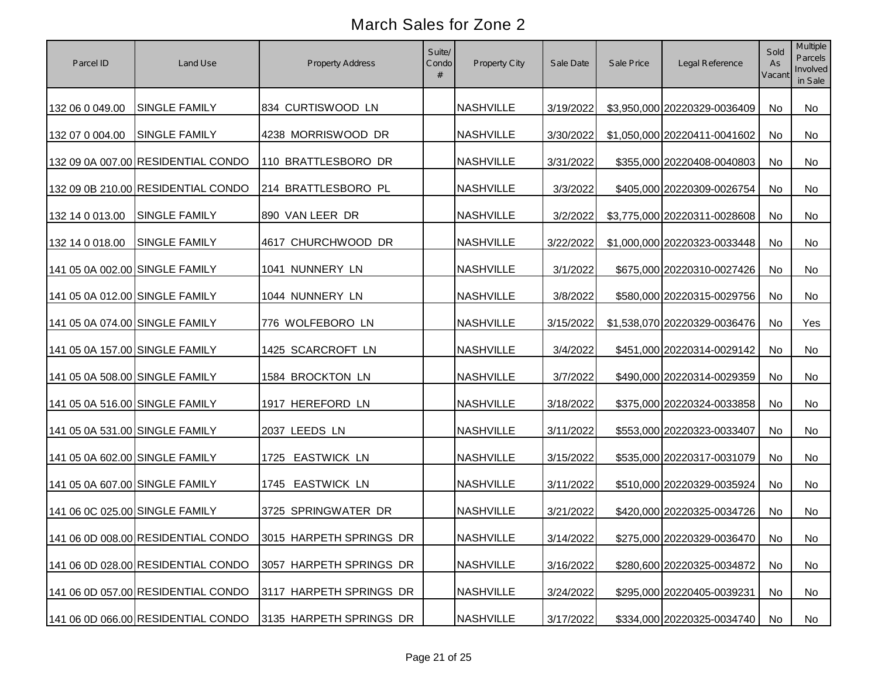# March Sales for Zone 2

| Parcel ID | Land Use | Property Address | Suite/ Condo # | Property City | Sale Date | Sale Price | Legal Reference | Sold As Vacant | Multiple Parcels Involved in Sale |
|---|---|---|---|---|---|---|---|---|---|
| 132 06 0 049.00 | SINGLE FAMILY | 834 CURTISWOOD LN | | NASHVILLE | 3/19/2022 | $3,950,000 | 20220329-0036409 | No | No |
| 132 07 0 004.00 | SINGLE FAMILY | 4238 MORRISWOOD DR | | NASHVILLE | 3/30/2022 | $1,050,000 | 20220411-0041602 | No | No |
| 132 09 0A 007.00 | RESIDENTIAL CONDO | 110 BRATTLESBORO DR | | NASHVILLE | 3/31/2022 | $355,000 | 20220408-0040803 | No | No |
| 132 09 0B 210.00 | RESIDENTIAL CONDO | 214 BRATTLESBORO PL | | NASHVILLE | 3/3/2022 | $405,000 | 20220309-0026754 | No | No |
| 132 14 0 013.00 | SINGLE FAMILY | 890 VAN LEER DR | | NASHVILLE | 3/2/2022 | $3,775,000 | 20220311-0028608 | No | No |
| 132 14 0 018.00 | SINGLE FAMILY | 4617 CHURCHWOOD DR | | NASHVILLE | 3/22/2022 | $1,000,000 | 20220323-0033448 | No | No |
| 141 05 0A 002.00 | SINGLE FAMILY | 1041 NUNNERY LN | | NASHVILLE | 3/1/2022 | $675,000 | 20220310-0027426 | No | No |
| 141 05 0A 012.00 | SINGLE FAMILY | 1044 NUNNERY LN | | NASHVILLE | 3/8/2022 | $580,000 | 20220315-0029756 | No | No |
| 141 05 0A 074.00 | SINGLE FAMILY | 776 WOLFEBORO LN | | NASHVILLE | 3/15/2022 | $1,538,070 | 20220329-0036476 | No | Yes |
| 141 05 0A 157.00 | SINGLE FAMILY | 1425 SCARCROFT LN | | NASHVILLE | 3/4/2022 | $451,000 | 20220314-0029142 | No | No |
| 141 05 0A 508.00 | SINGLE FAMILY | 1584 BROCKTON LN | | NASHVILLE | 3/7/2022 | $490,000 | 20220314-0029359 | No | No |
| 141 05 0A 516.00 | SINGLE FAMILY | 1917 HEREFORD LN | | NASHVILLE | 3/18/2022 | $375,000 | 20220324-0033858 | No | No |
| 141 05 0A 531.00 | SINGLE FAMILY | 2037 LEEDS LN | | NASHVILLE | 3/11/2022 | $553,000 | 20220323-0033407 | No | No |
| 141 05 0A 602.00 | SINGLE FAMILY | 1725 EASTWICK LN | | NASHVILLE | 3/15/2022 | $535,000 | 20220317-0031079 | No | No |
| 141 05 0A 607.00 | SINGLE FAMILY | 1745 EASTWICK LN | | NASHVILLE | 3/11/2022 | $510,000 | 20220329-0035924 | No | No |
| 141 06 0C 025.00 | SINGLE FAMILY | 3725 SPRINGWATER DR | | NASHVILLE | 3/21/2022 | $420,000 | 20220325-0034726 | No | No |
| 141 06 0D 008.00 | RESIDENTIAL CONDO | 3015 HARPETH SPRINGS DR | | NASHVILLE | 3/14/2022 | $275,000 | 20220329-0036470 | No | No |
| 141 06 0D 028.00 | RESIDENTIAL CONDO | 3057 HARPETH SPRINGS DR | | NASHVILLE | 3/16/2022 | $280,600 | 20220325-0034872 | No | No |
| 141 06 0D 057.00 | RESIDENTIAL CONDO | 3117 HARPETH SPRINGS DR | | NASHVILLE | 3/24/2022 | $295,000 | 20220405-0039231 | No | No |
| 141 06 0D 066.00 | RESIDENTIAL CONDO | 3135 HARPETH SPRINGS DR | | NASHVILLE | 3/17/2022 | $334,000 | 20220325-0034740 | No | No |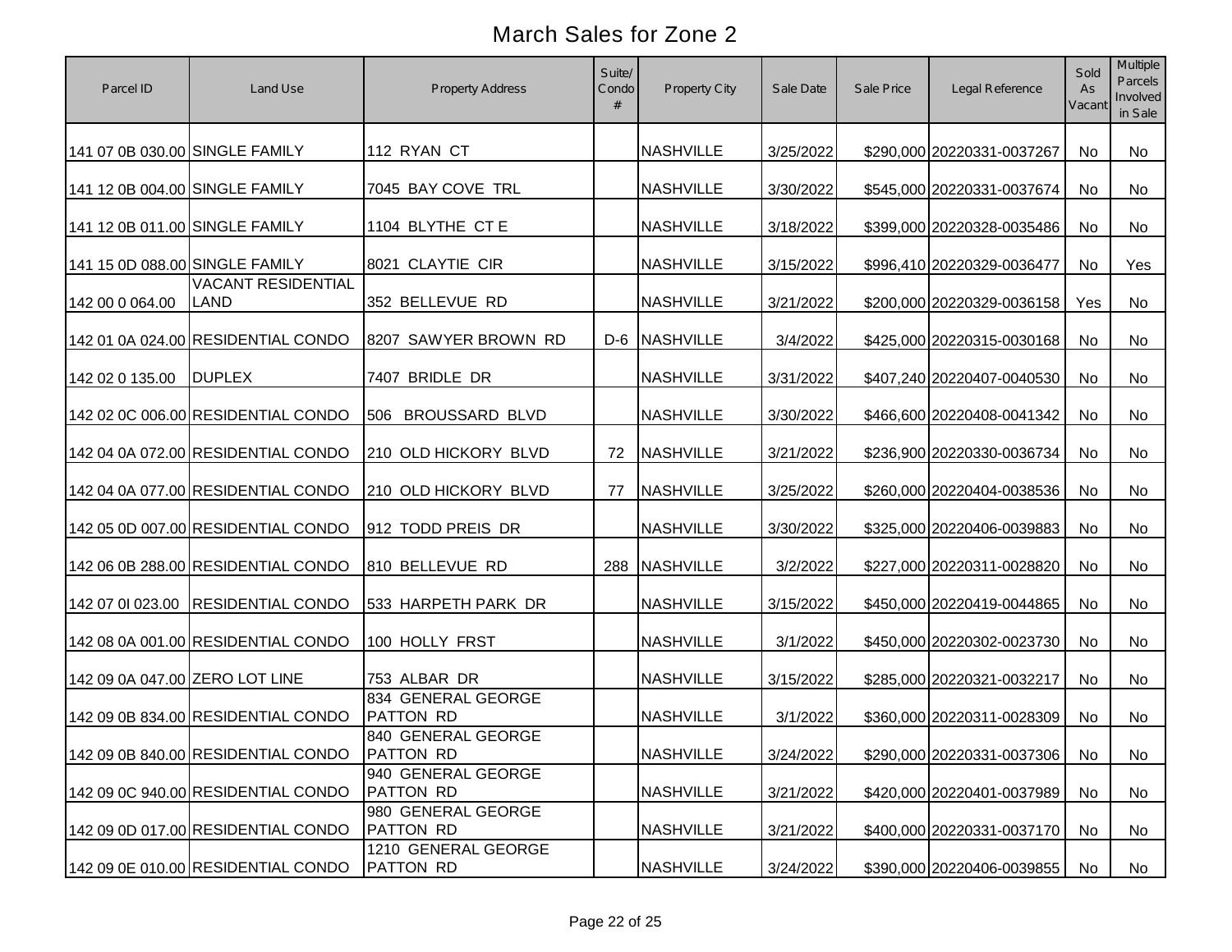# March Sales for Zone 2

| Parcel ID | Land Use | Property Address | Suite/ Condo # | Property City | Sale Date | Sale Price | Legal Reference | Sold As Vacant | Multiple Parcels Involved in Sale |
|---|---|---|---|---|---|---|---|---|---|
| 141 07 0B 030.00 | SINGLE FAMILY | 112 RYAN CT | | NASHVILLE | 3/25/2022 | $290,000 | 20220331-0037267 | No | No |
| 141 12 0B 004.00 | SINGLE FAMILY | 7045 BAY COVE TRL | | NASHVILLE | 3/30/2022 | $545,000 | 20220331-0037674 | No | No |
| 141 12 0B 011.00 | SINGLE FAMILY | 1104 BLYTHE CT E | | NASHVILLE | 3/18/2022 | $399,000 | 20220328-0035486 | No | No |
| 141 15 0D 088.00 | SINGLE FAMILY | 8021 CLAYTIE CIR | | NASHVILLE | 3/15/2022 | $996,410 | 20220329-0036477 | No | Yes |
| 142 00 0 064.00 | VACANT RESIDENTIAL LAND | 352 BELLEVUE RD | | NASHVILLE | 3/21/2022 | $200,000 | 20220329-0036158 | Yes | No |
| 142 01 0A 024.00 | RESIDENTIAL CONDO | 8207 SAWYER BROWN RD | D-6 | NASHVILLE | 3/4/2022 | $425,000 | 20220315-0030168 | No | No |
| 142 02 0 135.00 | DUPLEX | 7407 BRIDLE DR | | NASHVILLE | 3/31/2022 | $407,240 | 20220407-0040530 | No | No |
| 142 02 0C 006.00 | RESIDENTIAL CONDO | 506 BROUSSARD BLVD | | NASHVILLE | 3/30/2022 | $466,600 | 20220408-0041342 | No | No |
| 142 04 0A 072.00 | RESIDENTIAL CONDO | 210 OLD HICKORY BLVD | 72 | NASHVILLE | 3/21/2022 | $236,900 | 20220330-0036734 | No | No |
| 142 04 0A 077.00 | RESIDENTIAL CONDO | 210 OLD HICKORY BLVD | 77 | NASHVILLE | 3/25/2022 | $260,000 | 20220404-0038536 | No | No |
| 142 05 0D 007.00 | RESIDENTIAL CONDO | 912 TODD PREIS DR | | NASHVILLE | 3/30/2022 | $325,000 | 20220406-0039883 | No | No |
| 142 06 0B 288.00 | RESIDENTIAL CONDO | 810 BELLEVUE RD | 288 | NASHVILLE | 3/2/2022 | $227,000 | 20220311-0028820 | No | No |
| 142 07 0I 023.00 | RESIDENTIAL CONDO | 533 HARPETH PARK DR | | NASHVILLE | 3/15/2022 | $450,000 | 20220419-0044865 | No | No |
| 142 08 0A 001.00 | RESIDENTIAL CONDO | 100 HOLLY FRST | | NASHVILLE | 3/1/2022 | $450,000 | 20220302-0023730 | No | No |
| 142 09 0A 047.00 | ZERO LOT LINE | 753 ALBAR DR | | NASHVILLE | 3/15/2022 | $285,000 | 20220321-0032217 | No | No |
| 142 09 0B 834.00 | RESIDENTIAL CONDO | 834 GENERAL GEORGE PATTON RD | | NASHVILLE | 3/1/2022 | $360,000 | 20220311-0028309 | No | No |
| 142 09 0B 840.00 | RESIDENTIAL CONDO | 840 GENERAL GEORGE PATTON RD | | NASHVILLE | 3/24/2022 | $290,000 | 20220331-0037306 | No | No |
| 142 09 0C 940.00 | RESIDENTIAL CONDO | 940 GENERAL GEORGE PATTON RD | | NASHVILLE | 3/21/2022 | $420,000 | 20220401-0037989 | No | No |
| 142 09 0D 017.00 | RESIDENTIAL CONDO | 980 GENERAL GEORGE PATTON RD | | NASHVILLE | 3/21/2022 | $400,000 | 20220331-0037170 | No | No |
| 142 09 0E 010.00 | RESIDENTIAL CONDO | 1210 GENERAL GEORGE PATTON RD | | NASHVILLE | 3/24/2022 | $390,000 | 20220406-0039855 | No | No |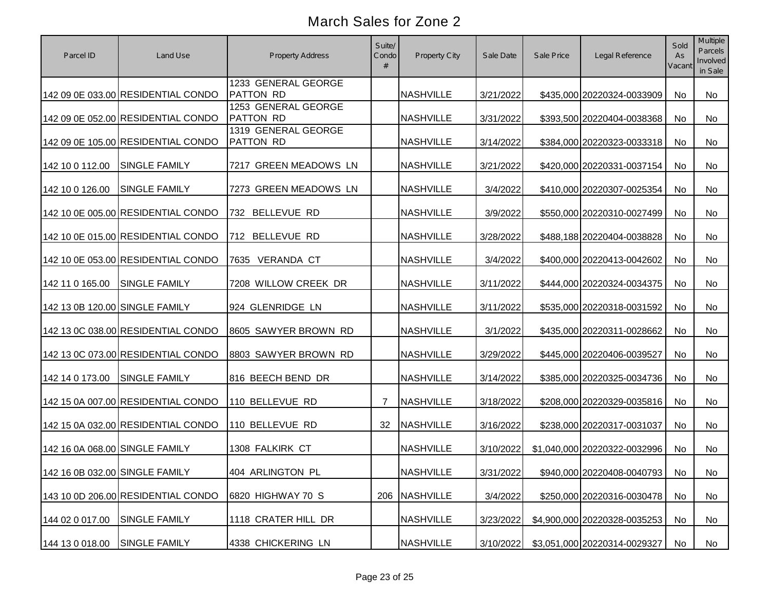# March Sales for Zone 2

| Parcel ID | Land Use | Property Address | Suite/ Condo # | Property City | Sale Date | Sale Price | Legal Reference | Sold As Vacant | Multiple Parcels Involved in Sale |
|---|---|---|---|---|---|---|---|---|---|
| 142 09 0E 033.00 | RESIDENTIAL CONDO | 1233 GENERAL GEORGE PATTON RD | | NASHVILLE | 3/21/2022 | $435,000 | 20220324-0033909 | No | No |
| 142 09 0E 052.00 | RESIDENTIAL CONDO | 1253 GENERAL GEORGE PATTON RD | | NASHVILLE | 3/31/2022 | $393,500 | 20220404-0038368 | No | No |
| 142 09 0E 105.00 | RESIDENTIAL CONDO | 1319 GENERAL GEORGE PATTON RD | | NASHVILLE | 3/14/2022 | $384,000 | 20220323-0033318 | No | No |
| 142 10 0 112.00 | SINGLE FAMILY | 7217 GREEN MEADOWS LN | | NASHVILLE | 3/21/2022 | $420,000 | 20220331-0037154 | No | No |
| 142 10 0 126.00 | SINGLE FAMILY | 7273 GREEN MEADOWS LN | | NASHVILLE | 3/4/2022 | $410,000 | 20220307-0025354 | No | No |
| 142 10 0E 005.00 | RESIDENTIAL CONDO | 732 BELLEVUE RD | | NASHVILLE | 3/9/2022 | $550,000 | 20220310-0027499 | No | No |
| 142 10 0E 015.00 | RESIDENTIAL CONDO | 712 BELLEVUE RD | | NASHVILLE | 3/28/2022 | $488,188 | 20220404-0038828 | No | No |
| 142 10 0E 053.00 | RESIDENTIAL CONDO | 7635 VERANDA CT | | NASHVILLE | 3/4/2022 | $400,000 | 20220413-0042602 | No | No |
| 142 11 0 165.00 | SINGLE FAMILY | 7208 WILLOW CREEK DR | | NASHVILLE | 3/11/2022 | $444,000 | 20220324-0034375 | No | No |
| 142 13 0B 120.00 | SINGLE FAMILY | 924 GLENRIDGE LN | | NASHVILLE | 3/11/2022 | $535,000 | 20220318-0031592 | No | No |
| 142 13 0C 038.00 | RESIDENTIAL CONDO | 8605 SAWYER BROWN RD | | NASHVILLE | 3/1/2022 | $435,000 | 20220311-0028662 | No | No |
| 142 13 0C 073.00 | RESIDENTIAL CONDO | 8803 SAWYER BROWN RD | | NASHVILLE | 3/29/2022 | $445,000 | 20220406-0039527 | No | No |
| 142 14 0 173.00 | SINGLE FAMILY | 816 BEECH BEND DR | | NASHVILLE | 3/14/2022 | $385,000 | 20220325-0034736 | No | No |
| 142 15 0A 007.00 | RESIDENTIAL CONDO | 110 BELLEVUE RD | 7 | NASHVILLE | 3/18/2022 | $208,000 | 20220329-0035816 | No | No |
| 142 15 0A 032.00 | RESIDENTIAL CONDO | 110 BELLEVUE RD | 32 | NASHVILLE | 3/16/2022 | $238,000 | 20220317-0031037 | No | No |
| 142 16 0A 068.00 | SINGLE FAMILY | 1308 FALKIRK CT | | NASHVILLE | 3/10/2022 | $1,040,000 | 20220322-0032996 | No | No |
| 142 16 0B 032.00 | SINGLE FAMILY | 404 ARLINGTON PL | | NASHVILLE | 3/31/2022 | $940,000 | 20220408-0040793 | No | No |
| 143 10 0D 206.00 | RESIDENTIAL CONDO | 6820 HIGHWAY 70 S | 206 | NASHVILLE | 3/4/2022 | $250,000 | 20220316-0030478 | No | No |
| 144 02 0 017.00 | SINGLE FAMILY | 1118 CRATER HILL DR | | NASHVILLE | 3/23/2022 | $4,900,000 | 20220328-0035253 | No | No |
| 144 13 0 018.00 | SINGLE FAMILY | 4338 CHICKERING LN | | NASHVILLE | 3/10/2022 | $3,051,000 | 20220314-0029327 | No | No |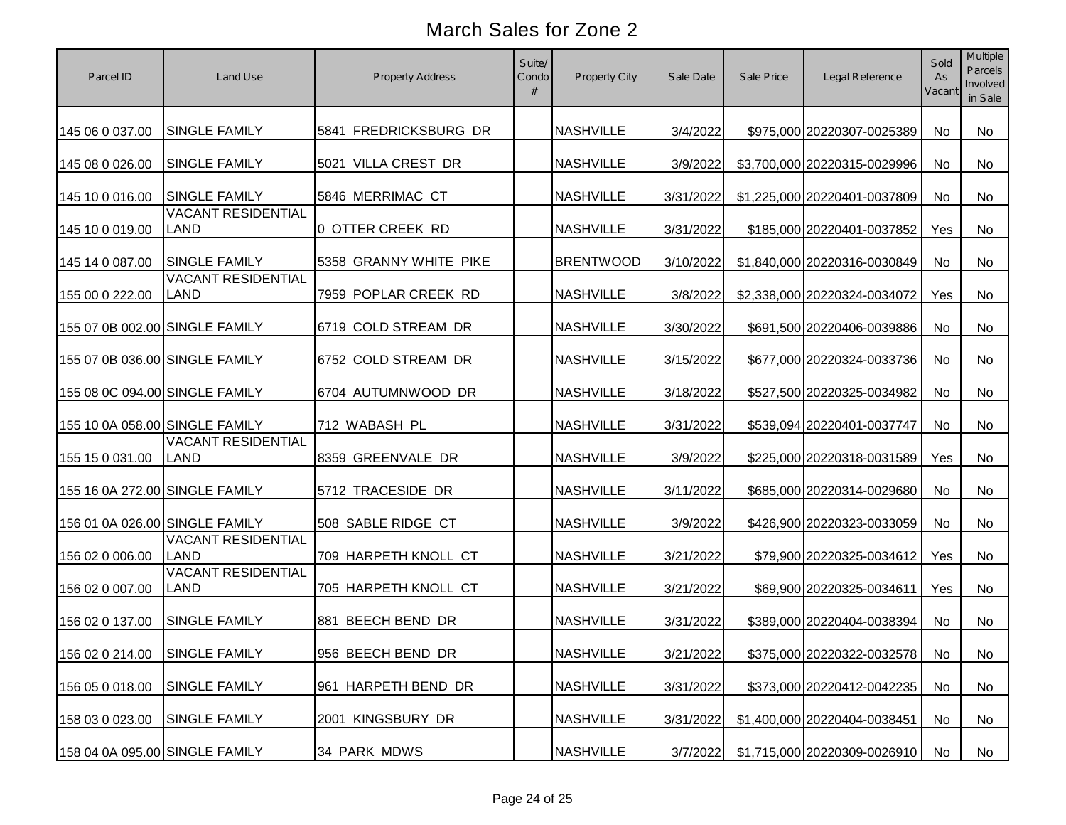# March Sales for Zone 2

| Parcel ID | Land Use | Property Address | Suite/ Condo # | Property City | Sale Date | Sale Price | Legal Reference | Sold As Vacant | Multiple Parcels Involved in Sale |
|---|---|---|---|---|---|---|---|---|---|
| 145 06 0 037.00 | SINGLE FAMILY | 5841 FREDRICKSBURG DR | | NASHVILLE | 3/4/2022 | $975,000 | 20220307-0025389 | No | No |
| 145 08 0 026.00 | SINGLE FAMILY | 5021 VILLA CREST DR | | NASHVILLE | 3/9/2022 | $3,700,000 | 20220315-0029996 | No | No |
| 145 10 0 016.00 | SINGLE FAMILY | 5846 MERRIMAC CT | | NASHVILLE | 3/31/2022 | $1,225,000 | 20220401-0037809 | No | No |
| 145 10 0 019.00 | VACANT RESIDENTIAL LAND | 0 OTTER CREEK RD | | NASHVILLE | 3/31/2022 | $185,000 | 20220401-0037852 | Yes | No |
| 145 14 0 087.00 | SINGLE FAMILY | 5358 GRANNY WHITE PIKE | | BRENTWOOD | 3/10/2022 | $1,840,000 | 20220316-0030849 | No | No |
| 155 00 0 222.00 | VACANT RESIDENTIAL LAND | 7959 POPLAR CREEK RD | | NASHVILLE | 3/8/2022 | $2,338,000 | 20220324-0034072 | Yes | No |
| 155 07 0B 002.00 | SINGLE FAMILY | 6719 COLD STREAM DR | | NASHVILLE | 3/30/2022 | $691,500 | 20220406-0039886 | No | No |
| 155 07 0B 036.00 | SINGLE FAMILY | 6752 COLD STREAM DR | | NASHVILLE | 3/15/2022 | $677,000 | 20220324-0033736 | No | No |
| 155 08 0C 094.00 | SINGLE FAMILY | 6704 AUTUMNWOOD DR | | NASHVILLE | 3/18/2022 | $527,500 | 20220325-0034982 | No | No |
| 155 10 0A 058.00 | SINGLE FAMILY | 712 WABASH PL | | NASHVILLE | 3/31/2022 | $539,094 | 20220401-0037747 | No | No |
| 155 15 0 031.00 | VACANT RESIDENTIAL LAND | 8359 GREENVALE DR | | NASHVILLE | 3/9/2022 | $225,000 | 20220318-0031589 | Yes | No |
| 155 16 0A 272.00 | SINGLE FAMILY | 5712 TRACESIDE DR | | NASHVILLE | 3/11/2022 | $685,000 | 20220314-0029680 | No | No |
| 156 01 0A 026.00 | SINGLE FAMILY | 508 SABLE RIDGE CT | | NASHVILLE | 3/9/2022 | $426,900 | 20220323-0033059 | No | No |
| 156 02 0 006.00 | VACANT RESIDENTIAL LAND | 709 HARPETH KNOLL CT | | NASHVILLE | 3/21/2022 | $79,900 | 20220325-0034612 | Yes | No |
| 156 02 0 007.00 | VACANT RESIDENTIAL LAND | 705 HARPETH KNOLL CT | | NASHVILLE | 3/21/2022 | $69,900 | 20220325-0034611 | Yes | No |
| 156 02 0 137.00 | SINGLE FAMILY | 881 BEECH BEND DR | | NASHVILLE | 3/31/2022 | $389,000 | 20220404-0038394 | No | No |
| 156 02 0 214.00 | SINGLE FAMILY | 956 BEECH BEND DR | | NASHVILLE | 3/21/2022 | $375,000 | 20220322-0032578 | No | No |
| 156 05 0 018.00 | SINGLE FAMILY | 961 HARPETH BEND DR | | NASHVILLE | 3/31/2022 | $373,000 | 20220412-0042235 | No | No |
| 158 03 0 023.00 | SINGLE FAMILY | 2001 KINGSBURY DR | | NASHVILLE | 3/31/2022 | $1,400,000 | 20220404-0038451 | No | No |
| 158 04 0A 095.00 | SINGLE FAMILY | 34 PARK MDWS | | NASHVILLE | 3/7/2022 | $1,715,000 | 20220309-0026910 | No | No |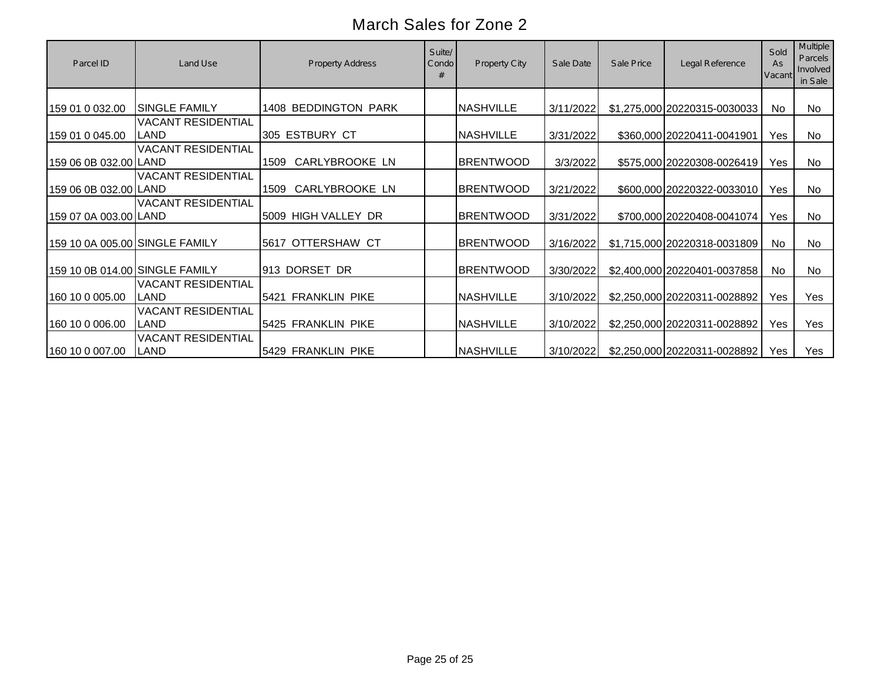# March Sales for Zone 2

| Parcel ID | Land Use | Property Address | Suite/ Condo # | Property City | Sale Date | Sale Price | Legal Reference | Sold As Vacant | Multiple Parcels Involved in Sale |
|---|---|---|---|---|---|---|---|---|---|
| 159 01 0 032.00 | SINGLE FAMILY | 1408 BEDDINGTON PARK | | NASHVILLE | 3/11/2022 | $1,275,000 | 20220315-0030033 | No | No |
| 159 01 0 045.00 | VACANT RESIDENTIAL LAND | 305 ESTBURY CT | | NASHVILLE | 3/31/2022 | $360,000 | 20220411-0041901 | Yes | No |
| 159 06 0B 032.00 | VACANT RESIDENTIAL LAND | 1509 CARLYBROOKE LN | | BRENTWOOD | 3/3/2022 | $575,000 | 20220308-0026419 | Yes | No |
| 159 06 0B 032.00 | VACANT RESIDENTIAL LAND | 1509 CARLYBROOKE LN | | BRENTWOOD | 3/21/2022 | $600,000 | 20220322-0033010 | Yes | No |
| 159 07 0A 003.00 | VACANT RESIDENTIAL LAND | 5009 HIGH VALLEY DR | | BRENTWOOD | 3/31/2022 | $700,000 | 20220408-0041074 | Yes | No |
| 159 10 0A 005.00 | SINGLE FAMILY | 5617 OTTERSHAW CT | | BRENTWOOD | 3/16/2022 | $1,715,000 | 20220318-0031809 | No | No |
| 159 10 0B 014.00 | SINGLE FAMILY | 913 DORSET DR | | BRENTWOOD | 3/30/2022 | $2,400,000 | 20220401-0037858 | No | No |
| 160 10 0 005.00 | VACANT RESIDENTIAL LAND | 5421 FRANKLIN PIKE | | NASHVILLE | 3/10/2022 | $2,250,000 | 20220311-0028892 | Yes | Yes |
| 160 10 0 006.00 | VACANT RESIDENTIAL LAND | 5425 FRANKLIN PIKE | | NASHVILLE | 3/10/2022 | $2,250,000 | 20220311-0028892 | Yes | Yes |
| 160 10 0 007.00 | VACANT RESIDENTIAL LAND | 5429 FRANKLIN PIKE | | NASHVILLE | 3/10/2022 | $2,250,000 | 20220311-0028892 | Yes | Yes |